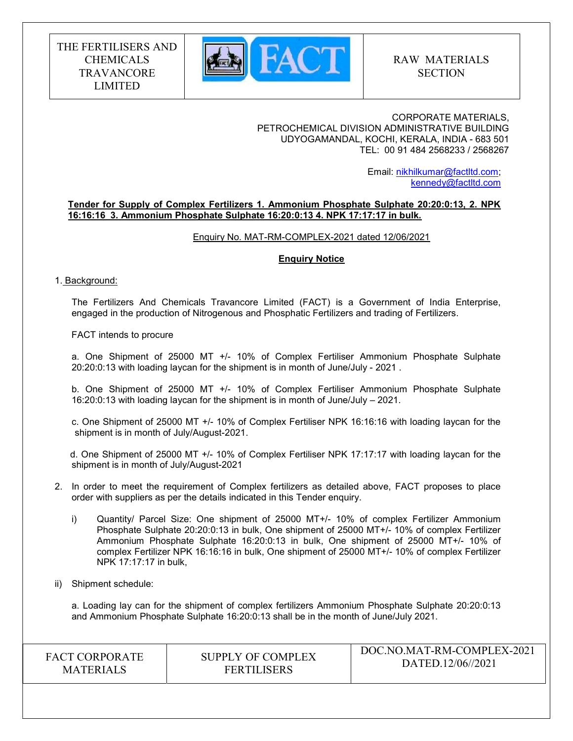THE FERTILISERS AND CHEMICALS TRAVANCORE LIMITED

RAW MATERIALS SECTION

CORPORATE MATERIALS,
PETROCHEMICAL DIVISION ADMINISTRATIVE BUILDING
UDYOGAMANDAL, KOCHI, KERALA, INDIA - 683 501
TEL: 00 91 484 2568233 / 2568267

Email: nikhilkumar@factltd.com; kennedy@factltd.com

**Tender for Supply of Complex Fertilizers 1. Ammonium Phosphate Sulphate 20:20:0:13, 2. NPK 16:16:16 3. Ammonium Phosphate Sulphate 16:20:0:13 4. NPK 17:17:17 in bulk.**

Enquiry No. MAT-RM-COMPLEX-2021 dated 12/06/2021

**Enquiry Notice**

1. Background:

The Fertilizers And Chemicals Travancore Limited (FACT) is a Government of India Enterprise, engaged in the production of Nitrogenous and Phosphatic Fertilizers and trading of Fertilizers.

FACT intends to procure

a. One Shipment of 25000 MT +/- 10% of Complex Fertiliser Ammonium Phosphate Sulphate 20:20:0:13 with loading laycan for the shipment is in month of June/July - 2021 .

b. One Shipment of 25000 MT +/- 10% of Complex Fertiliser Ammonium Phosphate Sulphate 16:20:0:13 with loading laycan for the shipment is in month of June/July – 2021.

c. One Shipment of 25000 MT +/- 10% of Complex Fertiliser NPK 16:16:16 with loading laycan for the shipment is in month of July/August-2021.

d. One Shipment of 25000 MT +/- 10% of Complex Fertiliser NPK 17:17:17 with loading laycan for the shipment is in month of July/August-2021

2. In order to meet the requirement of Complex fertilizers as detailed above, FACT proposes to place order with suppliers as per the details indicated in this Tender enquiry.

   i) Quantity/ Parcel Size: One shipment of 25000 MT+/- 10% of complex Fertilizer Ammonium Phosphate Sulphate 20:20:0:13 in bulk, One shipment of 25000 MT+/- 10% of complex Fertilizer Ammonium Phosphate Sulphate 16:20:0:13 in bulk, One shipment of 25000 MT+/- 10% of complex Fertilizer NPK 16:16:16 in bulk, One shipment of 25000 MT+/- 10% of complex Fertilizer NPK 17:17:17 in bulk,

ii) Shipment schedule:

a. Loading lay can for the shipment of complex fertilizers Ammonium Phosphate Sulphate 20:20:0:13 and Ammonium Phosphate Sulphate 16:20:0:13 shall be in the month of June/July 2021.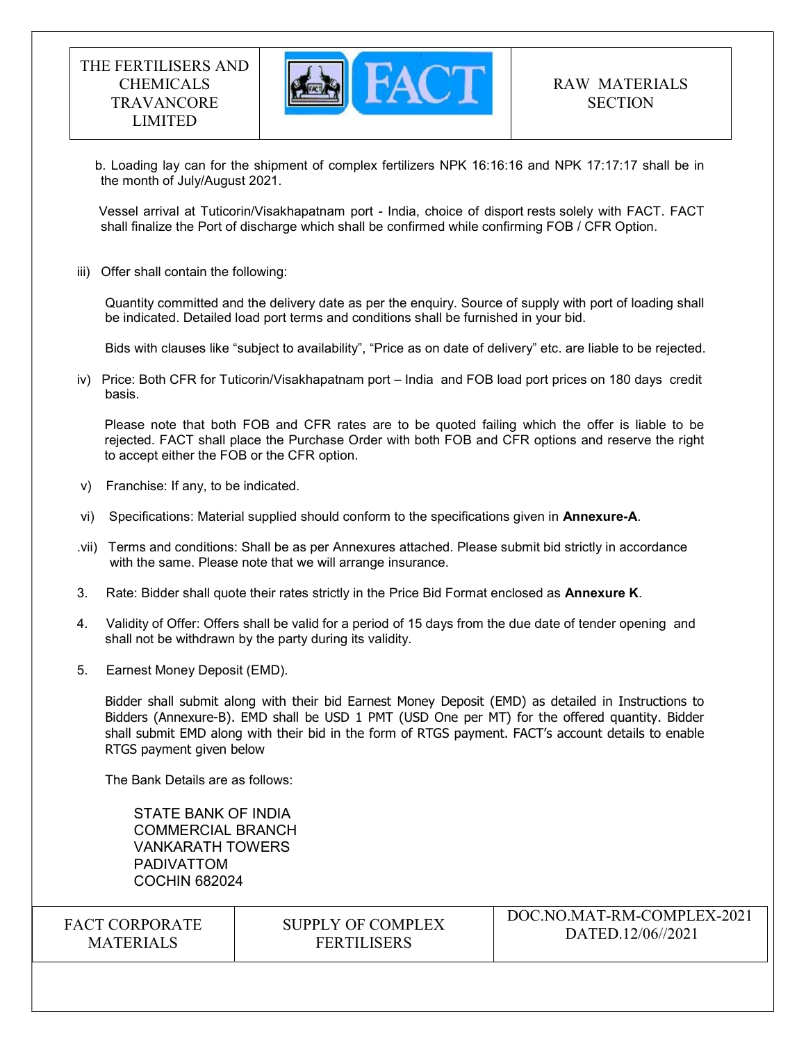b. Loading lay can for the shipment of complex fertilizers NPK 16:16:16 and NPK 17:17:17 shall be in the month of July/August 2021.

Vessel arrival at Tuticorin/Visakhapatnam port - India, choice of disport rests solely with FACT. FACT shall finalize the Port of discharge which shall be confirmed while confirming FOB / CFR Option.

iii) Offer shall contain the following:

Quantity committed and the delivery date as per the enquiry. Source of supply with port of loading shall be indicated. Detailed load port terms and conditions shall be furnished in your bid.

Bids with clauses like "subject to availability", "Price as on date of delivery" etc. are liable to be rejected.

iv) Price: Both CFR for Tuticorin/Visakhapatnam port – India and FOB load port prices on 180 days credit basis.

Please note that both FOB and CFR rates are to be quoted failing which the offer is liable to be rejected. FACT shall place the Purchase Order with both FOB and CFR options and reserve the right to accept either the FOB or the CFR option.

v) Franchise: If any, to be indicated.

vi) Specifications: Material supplied should conform to the specifications given in **Annexure-A**.

.vii) Terms and conditions: Shall be as per Annexures attached. Please submit bid strictly in accordance with the same. Please note that we will arrange insurance.

3. Rate: Bidder shall quote their rates strictly in the Price Bid Format enclosed as **Annexure K**.

4. Validity of Offer: Offers shall be valid for a period of 15 days from the due date of tender opening and shall not be withdrawn by the party during its validity.

5. Earnest Money Deposit (EMD).

Bidder shall submit along with their bid Earnest Money Deposit (EMD) as detailed in Instructions to Bidders (Annexure-B). EMD shall be USD 1 PMT (USD One per MT) for the offered quantity. Bidder shall submit EMD along with their bid in the form of RTGS payment. FACT's account details to enable RTGS payment given below

The Bank Details are as follows:

STATE BANK OF INDIA
COMMERCIAL BRANCH
VANKARATH TOWERS
PADIVATTOM
COCHIN 682024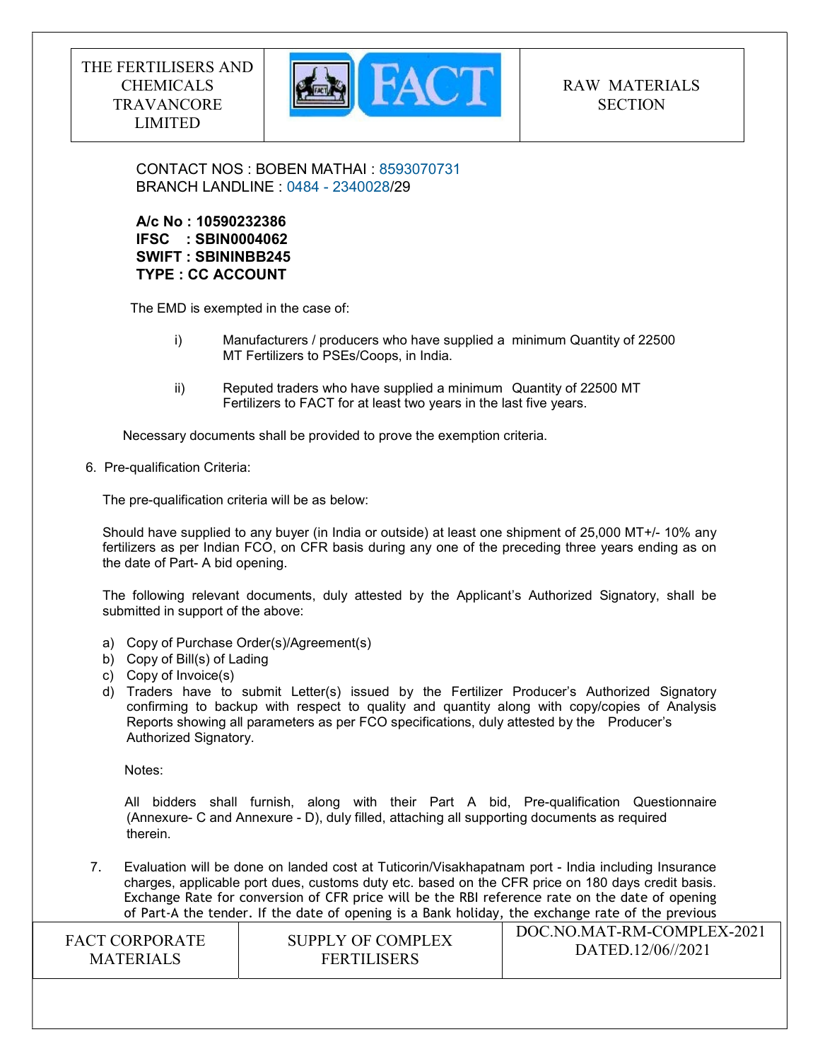CONTACT NOS : BOBEN MATHAI : 8593070731
BRANCH LANDLINE : 0484 - 2340028/29

**A/c No : 10590232386**
**IFSC : SBIN0004062**
**SWIFT : SBININBB245**
**TYPE : CC ACCOUNT**

The EMD is exempted in the case of:

i) Manufacturers / producers who have supplied a minimum Quantity of 22500 MT Fertilizers to PSEs/Coops, in India.

ii) Reputed traders who have supplied a minimum Quantity of 22500 MT Fertilizers to FACT for at least two years in the last five years.

Necessary documents shall be provided to prove the exemption criteria.

6. Pre-qualification Criteria:

The pre-qualification criteria will be as below:

Should have supplied to any buyer (in India or outside) at least one shipment of 25,000 MT+/- 10% any fertilizers as per Indian FCO, on CFR basis during any one of the preceding three years ending as on the date of Part- A bid opening.

The following relevant documents, duly attested by the Applicant's Authorized Signatory, shall be submitted in support of the above:

a) Copy of Purchase Order(s)/Agreement(s)
b) Copy of Bill(s) of Lading
c) Copy of Invoice(s)
d) Traders have to submit Letter(s) issued by the Fertilizer Producer's Authorized Signatory confirming to backup with respect to quality and quantity along with copy/copies of Analysis Reports showing all parameters as per FCO specifications, duly attested by the Producer's Authorized Signatory.

Notes:

All bidders shall furnish, along with their Part A bid, Pre-qualification Questionnaire (Annexure- C and Annexure - D), duly filled, attaching all supporting documents as required therein.

7. Evaluation will be done on landed cost at Tuticorin/Visakhapatnam port - India including Insurance charges, applicable port dues, customs duty etc. based on the CFR price on 180 days credit basis. Exchange Rate for conversion of CFR price will be the RBI reference rate on the date of opening of Part-A the tender. If the date of opening is a Bank holiday, the exchange rate of the previous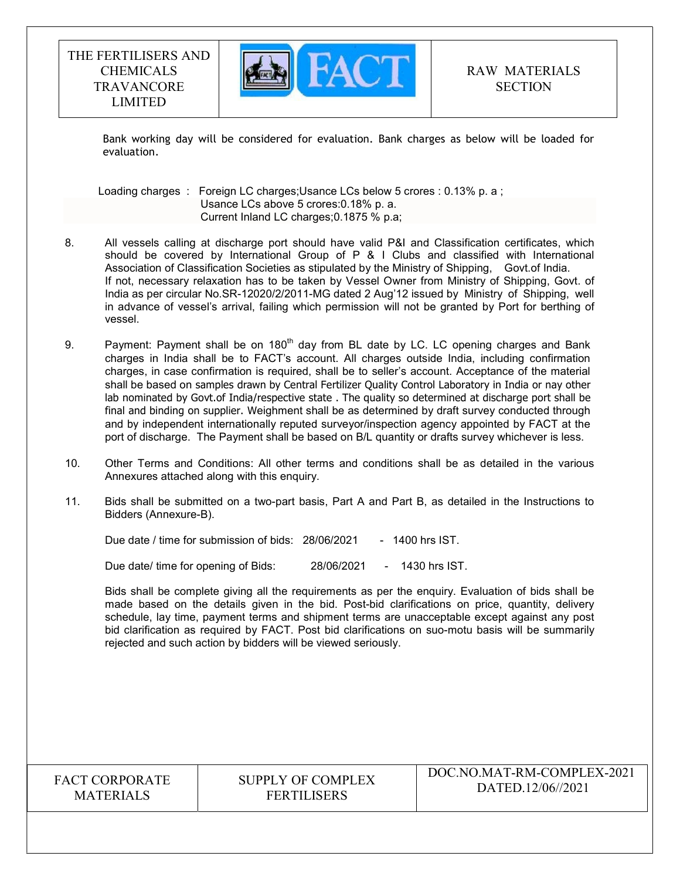Bank working day will be considered for evaluation. Bank charges as below will be loaded for evaluation.

Loading charges : Foreign LC charges;Usance LCs below 5 crores : 0.13% p. a ;
Usance LCs above 5 crores:0.18% p. a.
Current Inland LC charges;0.1875 % p.a;

8. All vessels calling at discharge port should have valid P&I and Classification certificates, which should be covered by International Group of P & I Clubs and classified with International Association of Classification Societies as stipulated by the Ministry of Shipping, Govt.of India. If not, necessary relaxation has to be taken by Vessel Owner from Ministry of Shipping, Govt. of India as per circular No.SR-12020/2/2011-MG dated 2 Aug'12 issued by Ministry of Shipping, well in advance of vessel's arrival, failing which permission will not be granted by Port for berthing of vessel.

9. Payment: Payment shall be on 180th day from BL date by LC. LC opening charges and Bank charges in India shall be to FACT's account. All charges outside India, including confirmation charges, in case confirmation is required, shall be to seller's account. Acceptance of the material shall be based on samples drawn by Central Fertilizer Quality Control Laboratory in India or nay other lab nominated by Govt.of India/respective state . The quality so determined at discharge port shall be final and binding on supplier. Weighment shall be as determined by draft survey conducted through and by independent internationally reputed surveyor/inspection agency appointed by FACT at the port of discharge. The Payment shall be based on B/L quantity or drafts survey whichever is less.

10. Other Terms and Conditions: All other terms and conditions shall be as detailed in the various Annexures attached along with this enquiry.

11. Bids shall be submitted on a two-part basis, Part A and Part B, as detailed in the Instructions to Bidders (Annexure-B).

Due date / time for submission of bids: 28/06/2021 - 1400 hrs IST.

Due date/ time for opening of Bids: 28/06/2021 - 1430 hrs IST.

Bids shall be complete giving all the requirements as per the enquiry. Evaluation of bids shall be made based on the details given in the bid. Post-bid clarifications on price, quantity, delivery schedule, lay time, payment terms and shipment terms are unacceptable except against any post bid clarification as required by FACT. Post bid clarifications on suo-motu basis will be summarily rejected and such action by bidders will be viewed seriously.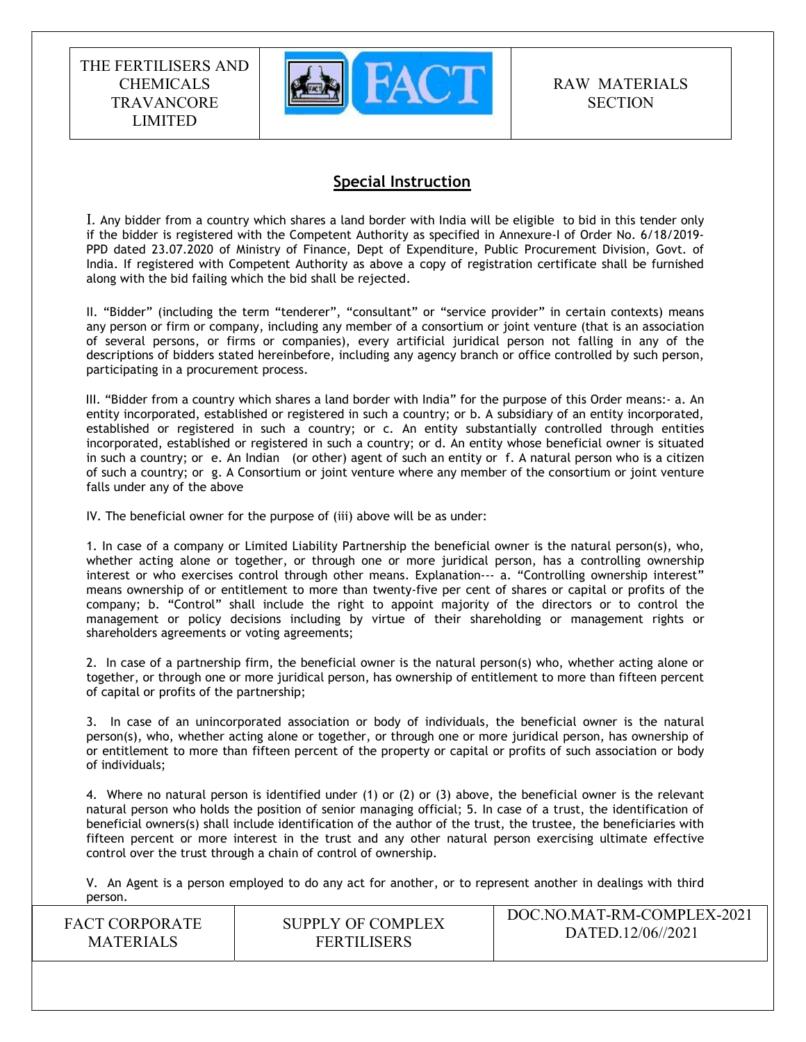## Special Instruction

I. Any bidder from a country which shares a land border with India will be eligible to bid in this tender only if the bidder is registered with the Competent Authority as specified in Annexure-I of Order No. 6/18/2019-PPD dated 23.07.2020 of Ministry of Finance, Dept of Expenditure, Public Procurement Division, Govt. of India. If registered with Competent Authority as above a copy of registration certificate shall be furnished along with the bid failing which the bid shall be rejected.

II. "Bidder" (including the term "tenderer", "consultant" or "service provider" in certain contexts) means any person or firm or company, including any member of a consortium or joint venture (that is an association of several persons, or firms or companies), every artificial juridical person not falling in any of the descriptions of bidders stated hereinbefore, including any agency branch or office controlled by such person, participating in a procurement process.

III. "Bidder from a country which shares a land border with India" for the purpose of this Order means:- a. An entity incorporated, established or registered in such a country; or b. A subsidiary of an entity incorporated, established or registered in such a country; or c. An entity substantially controlled through entities incorporated, established or registered in such a country; or d. An entity whose beneficial owner is situated in such a country; or e. An Indian (or other) agent of such an entity or f. A natural person who is a citizen of such a country; or g. A Consortium or joint venture where any member of the consortium or joint venture falls under any of the above

IV. The beneficial owner for the purpose of (iii) above will be as under:

1. In case of a company or Limited Liability Partnership the beneficial owner is the natural person(s), who, whether acting alone or together, or through one or more juridical person, has a controlling ownership interest or who exercises control through other means. Explanation--- a. "Controlling ownership interest" means ownership of or entitlement to more than twenty-five per cent of shares or capital or profits of the company; b. "Control" shall include the right to appoint majority of the directors or to control the management or policy decisions including by virtue of their shareholding or management rights or shareholders agreements or voting agreements;

2. In case of a partnership firm, the beneficial owner is the natural person(s) who, whether acting alone or together, or through one or more juridical person, has ownership of entitlement to more than fifteen percent of capital or profits of the partnership;

3. In case of an unincorporated association or body of individuals, the beneficial owner is the natural person(s), who, whether acting alone or together, or through one or more juridical person, has ownership of or entitlement to more than fifteen percent of the property or capital or profits of such association or body of individuals;

4. Where no natural person is identified under (1) or (2) or (3) above, the beneficial owner is the relevant natural person who holds the position of senior managing official; 5. In case of a trust, the identification of beneficial owners(s) shall include identification of the author of the trust, the trustee, the beneficiaries with fifteen percent or more interest in the trust and any other natural person exercising ultimate effective control over the trust through a chain of control of ownership.

V. An Agent is a person employed to do any act for another, or to represent another in dealings with third person.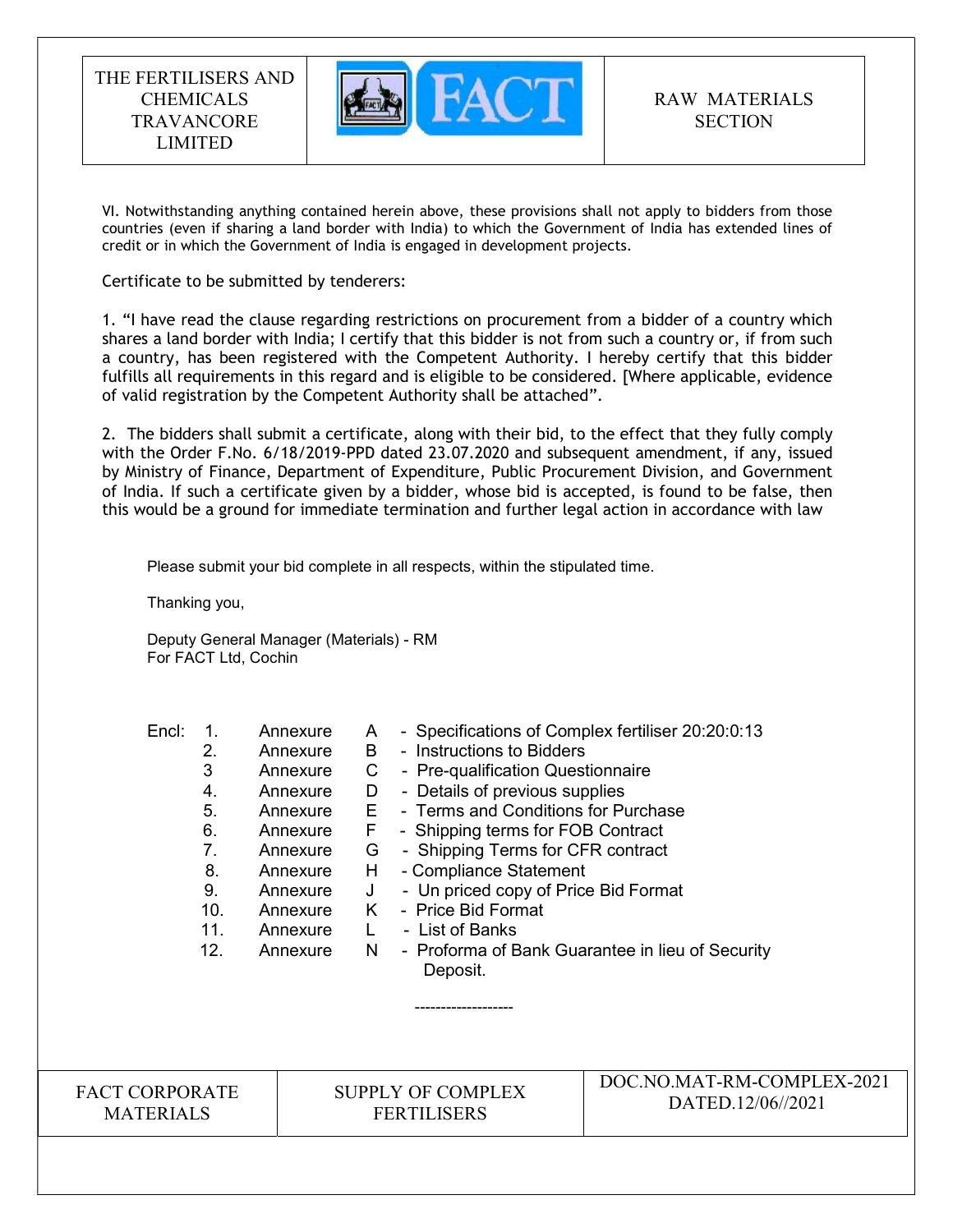VI. Notwithstanding anything contained herein above, these provisions shall not apply to bidders from those countries (even if sharing a land border with India) to which the Government of India has extended lines of credit or in which the Government of India is engaged in development projects.

Certificate to be submitted by tenderers:

1. "I have read the clause regarding restrictions on procurement from a bidder of a country which shares a land border with India; I certify that this bidder is not from such a country or, if from such a country, has been registered with the Competent Authority. I hereby certify that this bidder fulfills all requirements in this regard and is eligible to be considered. [Where applicable, evidence of valid registration by the Competent Authority shall be attached".

2. The bidders shall submit a certificate, along with their bid, to the effect that they fully comply with the Order F.No. 6/18/2019-PPD dated 23.07.2020 and subsequent amendment, if any, issued by Ministry of Finance, Department of Expenditure, Public Procurement Division, and Government of India. If such a certificate given by a bidder, whose bid is accepted, is found to be false, then this would be a ground for immediate termination and further legal action in accordance with law

Please submit your bid complete in all respects, within the stipulated time.

Thanking you,

Deputy General Manager (Materials) - RM
For FACT Ltd, Cochin

Encl:

1. Annexure A - Specifications of Complex fertiliser 20:20:0:13
2. Annexure B - Instructions to Bidders
3. Annexure C - Pre-qualification Questionnaire
4. Annexure D - Details of previous supplies
5. Annexure E - Terms and Conditions for Purchase
6. Annexure F - Shipping terms for FOB Contract
7. Annexure G - Shipping Terms for CFR contract
8. Annexure H - Compliance Statement
9. Annexure J - Un priced copy of Price Bid Format
10. Annexure K - Price Bid Format
11. Annexure L - List of Banks
12. Annexure N - Proforma of Bank Guarantee in lieu of Security Deposit.

-------------------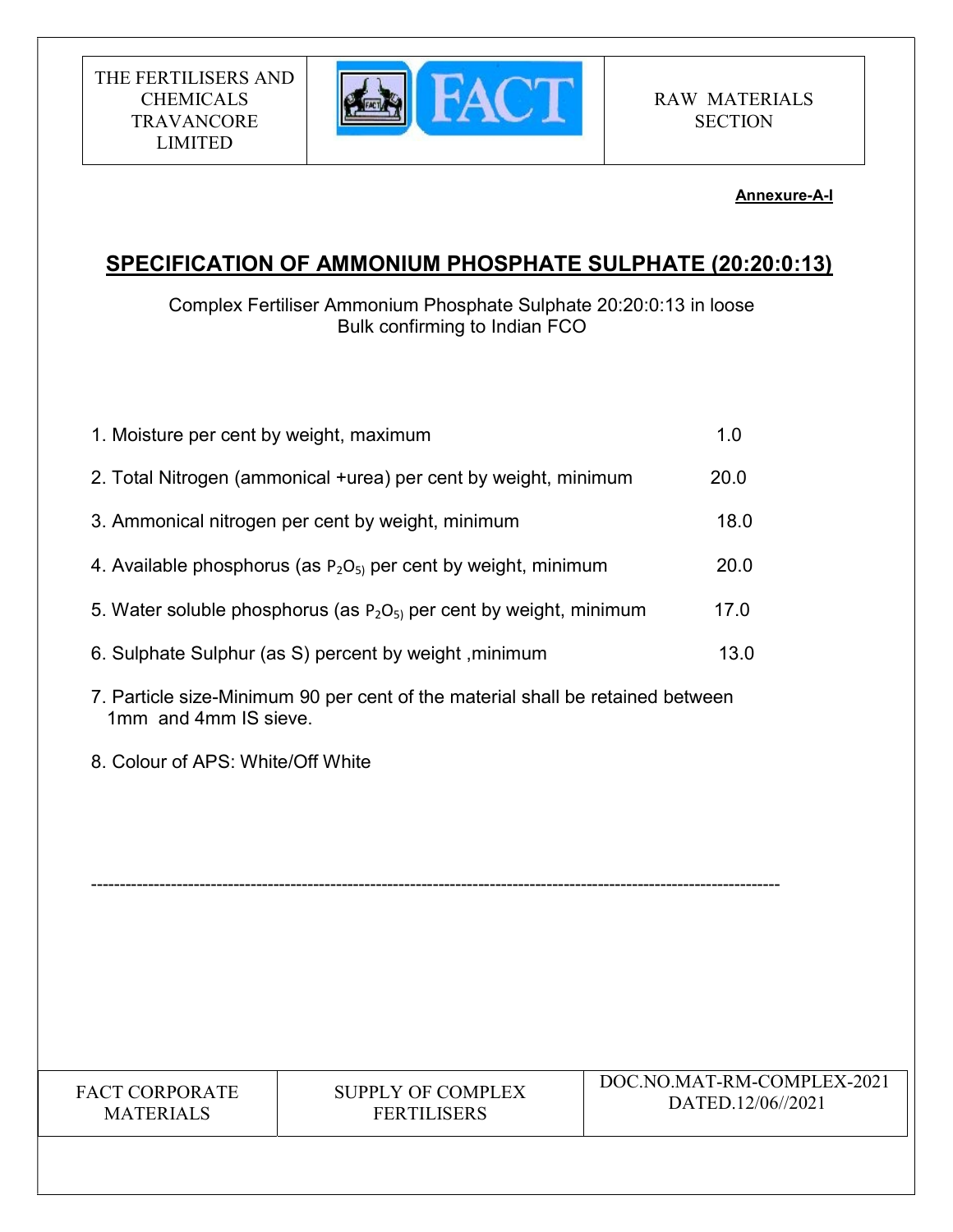**Annexure-A-I**

## SPECIFICATION OF AMMONIUM PHOSPHATE SULPHATE (20:20:0:13)

Complex Fertiliser Ammonium Phosphate Sulphate 20:20:0:13 in loose Bulk confirming to Indian FCO

1. Moisture per cent by weight, maximum 1.0
2. Total Nitrogen (ammonical +urea) per cent by weight, minimum 20.0
3. Ammonical nitrogen per cent by weight, minimum 18.0
4. Available phosphorus (as $P_2O_5$) per cent by weight, minimum 20.0
5. Water soluble phosphorus (as $P_2O_5$) per cent by weight, minimum 17.0
6. Sulphate Sulphur (as S) percent by weight ,minimum 13.0
7. Particle size-Minimum 90 per cent of the material shall be retained between 1mm and 4mm IS sieve.
8. Colour of APS: White/Off White

---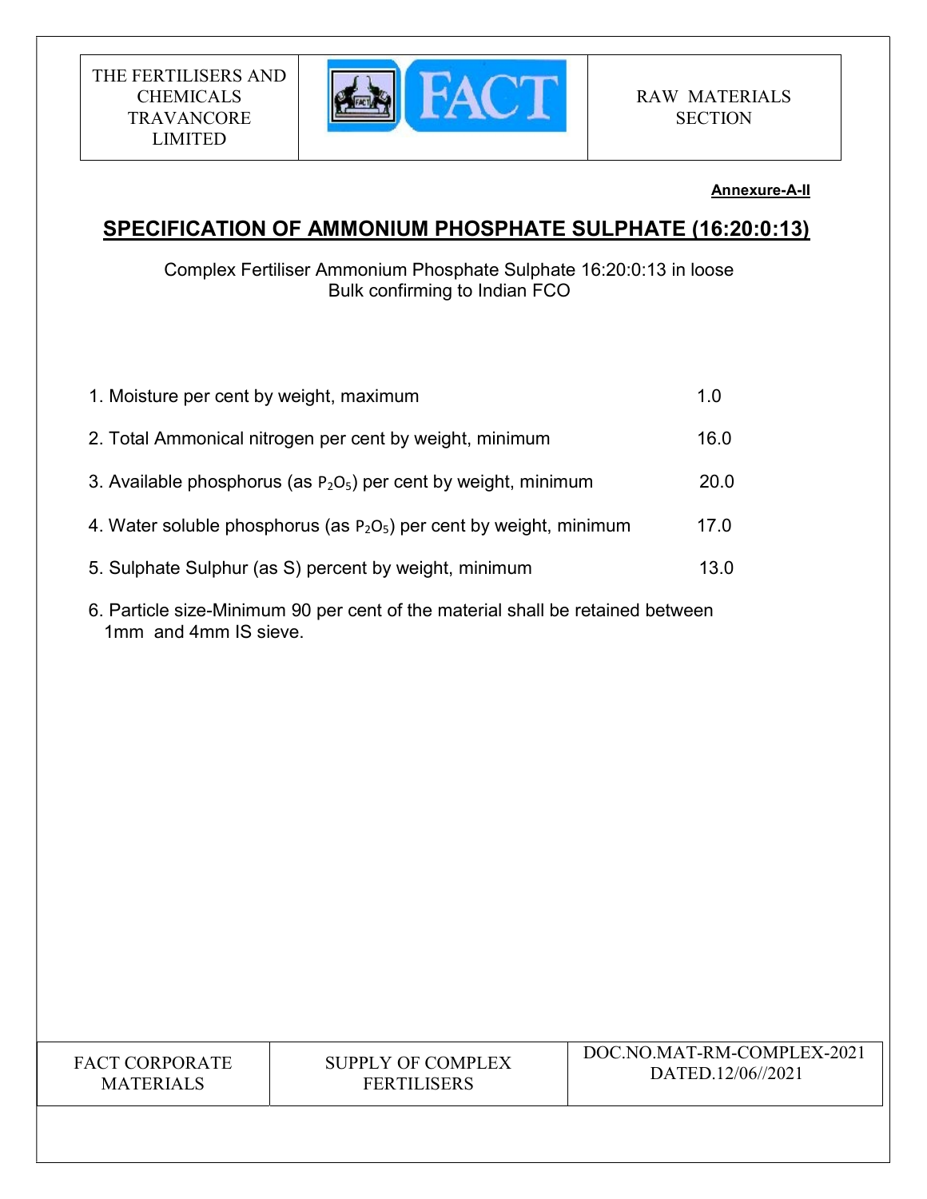**Annexure-A-II**

# SPECIFICATION OF AMMONIUM PHOSPHATE SULPHATE (16:20:0:13)

Complex Fertiliser Ammonium Phosphate Sulphate 16:20:0:13 in loose Bulk confirming to Indian FCO

| | |
|---|---|
| 1. Moisture per cent by weight, maximum | 1.0 |
| 2. Total Ammonical nitrogen per cent by weight, minimum | 16.0 |
| 3. Available phosphorus (as $P_2O_5$) per cent by weight, minimum | 20.0 |
| 4. Water soluble phosphorus (as $P_2O_5$) per cent by weight, minimum | 17.0 |
| 5. Sulphate Sulphur (as S) percent by weight, minimum | 13.0 |

6. Particle size-Minimum 90 per cent of the material shall be retained between 1mm and 4mm IS sieve.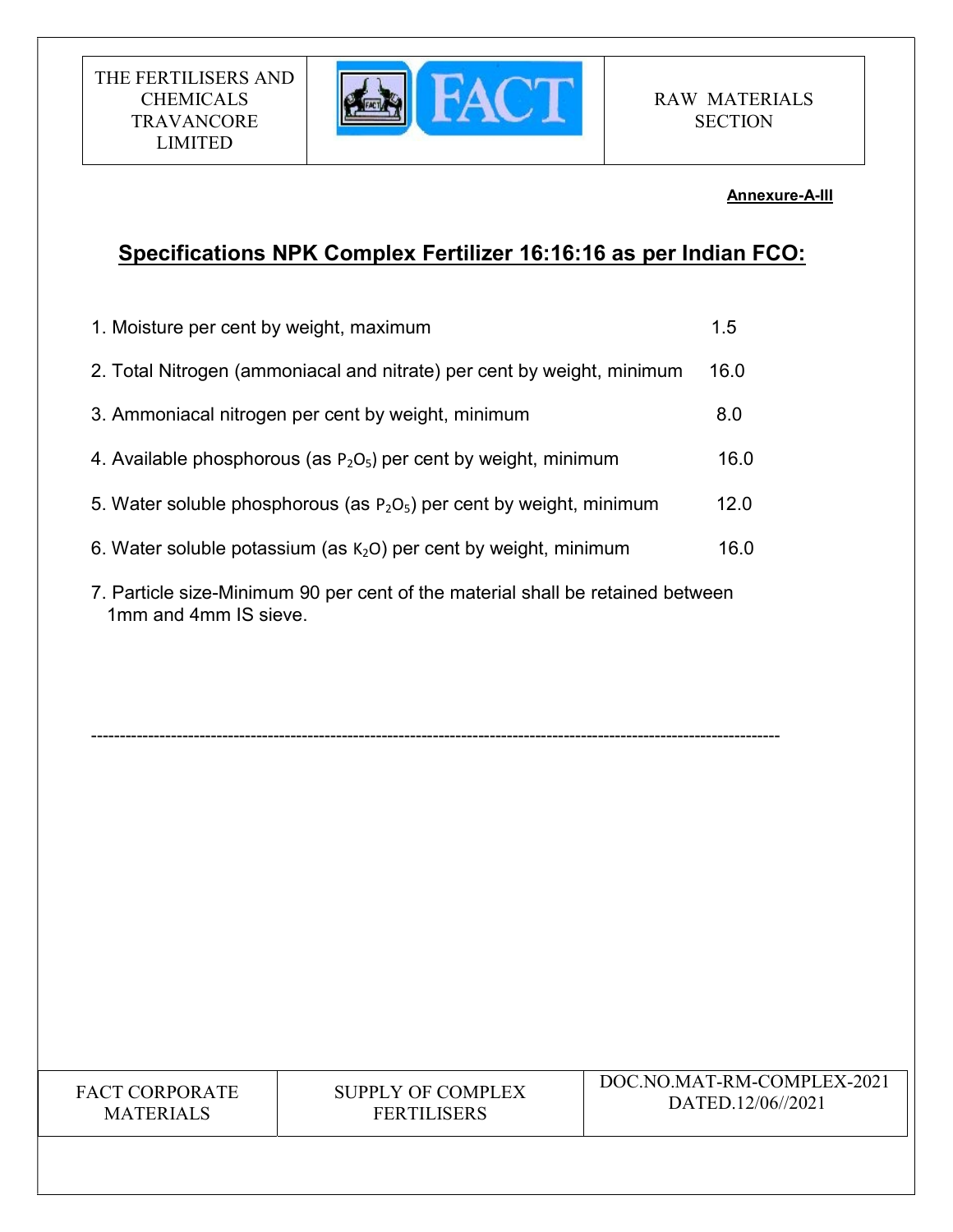**Annexure-A-III**

## Specifications NPK Complex Fertilizer 16:16:16 as per Indian FCO:

1. Moisture per cent by weight, maximum 1.5
2. Total Nitrogen (ammoniacal and nitrate) per cent by weight, minimum 16.0
3. Ammoniacal nitrogen per cent by weight, minimum 8.0
4. Available phosphorous (as $P_2O_5$) per cent by weight, minimum 16.0
5. Water soluble phosphorous (as $P_2O_5$) per cent by weight, minimum 12.0
6. Water soluble potassium (as $K_2O$) per cent by weight, minimum 16.0
7. Particle size-Minimum 90 per cent of the material shall be retained between 1mm and 4mm IS sieve.

---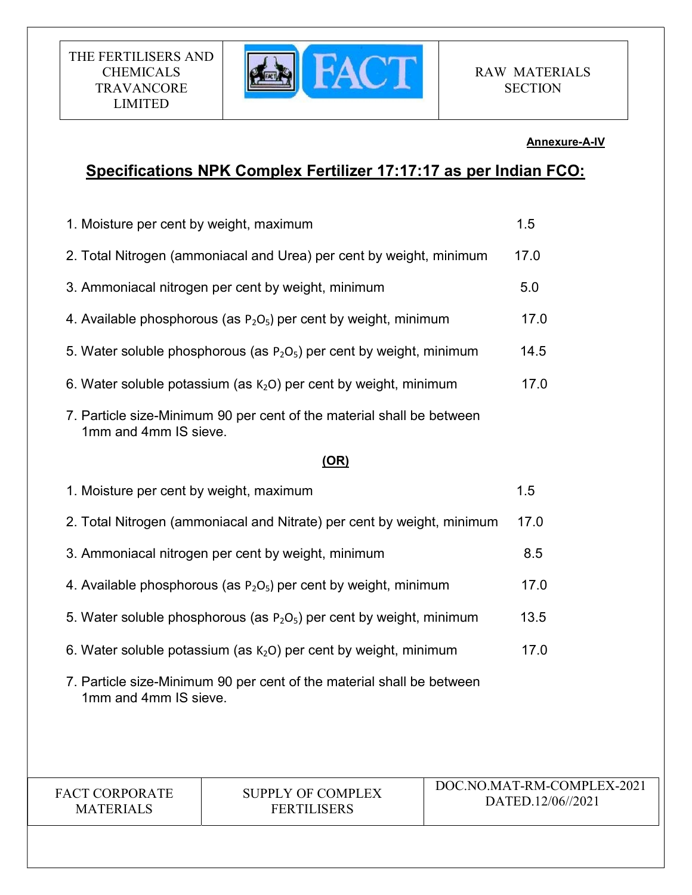Annexure-A-IV

## Specifications NPK Complex Fertilizer 17:17:17 as per Indian FCO:

1. Moisture per cent by weight, maximum — 1.5
2. Total Nitrogen (ammoniacal and Urea) per cent by weight, minimum — 17.0
3. Ammoniacal nitrogen per cent by weight, minimum — 5.0
4. Available phosphorous (as $P_2O_5$) per cent by weight, minimum — 17.0
5. Water soluble phosphorous (as $P_2O_5$) per cent by weight, minimum — 14.5
6. Water soluble potassium (as $K_2O$) per cent by weight, minimum — 17.0
7. Particle size-Minimum 90 per cent of the material shall be between 1mm and 4mm IS sieve.

**(OR)**

1. Moisture per cent by weight, maximum — 1.5
2. Total Nitrogen (ammoniacal and Nitrate) per cent by weight, minimum — 17.0
3. Ammoniacal nitrogen per cent by weight, minimum — 8.5
4. Available phosphorous (as $P_2O_5$) per cent by weight, minimum — 17.0
5. Water soluble phosphorous (as $P_2O_5$) per cent by weight, minimum — 13.5
6. Water soluble potassium (as $K_2O$) per cent by weight, minimum — 17.0
7. Particle size-Minimum 90 per cent of the material shall be between 1mm and 4mm IS sieve.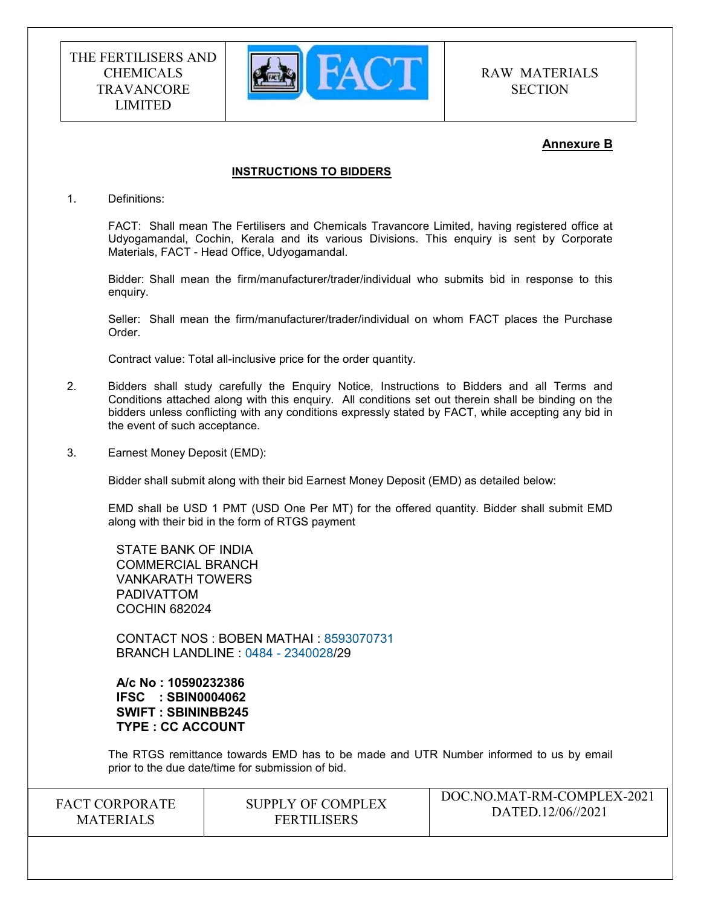**Annexure B**

## INSTRUCTIONS TO BIDDERS

1. Definitions:

   FACT: Shall mean The Fertilisers and Chemicals Travancore Limited, having registered office at Udyogamandal, Cochin, Kerala and its various Divisions. This enquiry is sent by Corporate Materials, FACT - Head Office, Udyogamandal.

   Bidder: Shall mean the firm/manufacturer/trader/individual who submits bid in response to this enquiry.

   Seller: Shall mean the firm/manufacturer/trader/individual on whom FACT places the Purchase Order.

   Contract value: Total all-inclusive price for the order quantity.

2. Bidders shall study carefully the Enquiry Notice, Instructions to Bidders and all Terms and Conditions attached along with this enquiry. All conditions set out therein shall be binding on the bidders unless conflicting with any conditions expressly stated by FACT, while accepting any bid in the event of such acceptance.

3. Earnest Money Deposit (EMD):

   Bidder shall submit along with their bid Earnest Money Deposit (EMD) as detailed below:

   EMD shall be USD 1 PMT (USD One Per MT) for the offered quantity. Bidder shall submit EMD along with their bid in the form of RTGS payment

   STATE BANK OF INDIA
   COMMERCIAL BRANCH
   VANKARATH TOWERS
   PADIVATTOM
   COCHIN 682024

   CONTACT NOS : BOBEN MATHAI : 8593070731
   BRANCH LANDLINE : 0484 - 2340028/29

   **A/c No : 10590232386**
   **IFSC : SBIN0004062**
   **SWIFT : SBININBB245**
   **TYPE : CC ACCOUNT**

   The RTGS remittance towards EMD has to be made and UTR Number informed to us by email prior to the due date/time for submission of bid.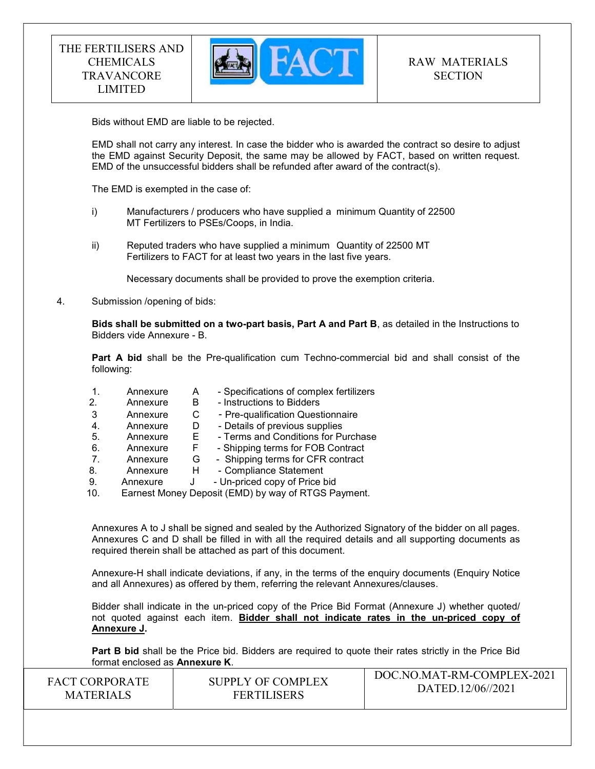Bids without EMD are liable to be rejected.

EMD shall not carry any interest. In case the bidder who is awarded the contract so desire to adjust the EMD against Security Deposit, the same may be allowed by FACT, based on written request. EMD of the unsuccessful bidders shall be refunded after award of the contract(s).

The EMD is exempted in the case of:

i) Manufacturers / producers who have supplied a minimum Quantity of 22500 MT Fertilizers to PSEs/Coops, in India.

ii) Reputed traders who have supplied a minimum Quantity of 22500 MT Fertilizers to FACT for at least two years in the last five years.

Necessary documents shall be provided to prove the exemption criteria.

4. Submission /opening of bids:

**Bids shall be submitted on a two-part basis, Part A and Part B**, as detailed in the Instructions to Bidders vide Annexure - B.

**Part A bid** shall be the Pre-qualification cum Techno-commercial bid and shall consist of the following:

1. Annexure A - Specifications of complex fertilizers
2. Annexure B - Instructions to Bidders
3. Annexure C - Pre-qualification Questionnaire
4. Annexure D - Details of previous supplies
5. Annexure E - Terms and Conditions for Purchase
6. Annexure F - Shipping terms for FOB Contract
7. Annexure G - Shipping terms for CFR contract
8. Annexure H - Compliance Statement
9. Annexure J - Un-priced copy of Price bid
10. Earnest Money Deposit (EMD) by way of RTGS Payment.

Annexures A to J shall be signed and sealed by the Authorized Signatory of the bidder on all pages. Annexures C and D shall be filled in with all the required details and all supporting documents as required therein shall be attached as part of this document.

Annexure-H shall indicate deviations, if any, in the terms of the enquiry documents (Enquiry Notice and all Annexures) as offered by them, referring the relevant Annexures/clauses.

Bidder shall indicate in the un-priced copy of the Price Bid Format (Annexure J) whether quoted/ not quoted against each item. **Bidder shall not indicate rates in the un-priced copy of Annexure J.**

**Part B bid** shall be the Price bid. Bidders are required to quote their rates strictly in the Price Bid format enclosed as **Annexure K**.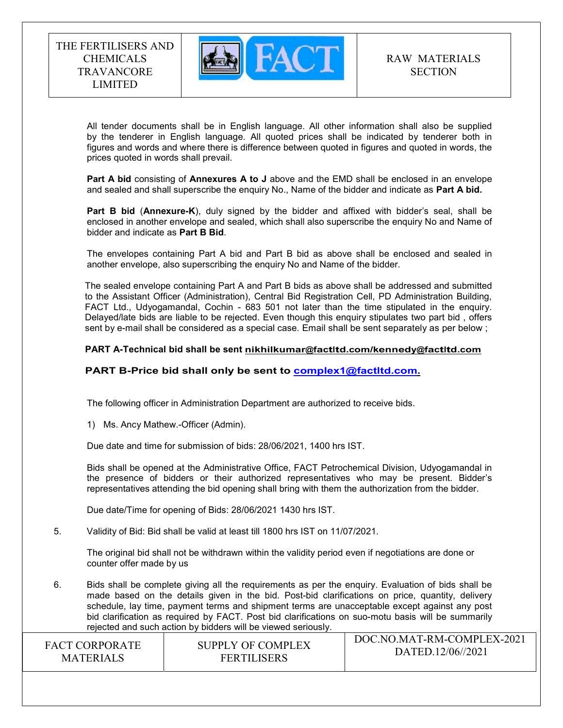All tender documents shall be in English language. All other information shall also be supplied by the tenderer in English language. All quoted prices shall be indicated by tenderer both in figures and words and where there is difference between quoted in figures and quoted in words, the prices quoted in words shall prevail.

**Part A bid** consisting of **Annexures A to J** above and the EMD shall be enclosed in an envelope and sealed and shall superscribe the enquiry No., Name of the bidder and indicate as **Part A bid.**

**Part B bid** (**Annexure-K**), duly signed by the bidder and affixed with bidder's seal, shall be enclosed in another envelope and sealed, which shall also superscribe the enquiry No and Name of bidder and indicate as **Part B Bid**.

The envelopes containing Part A bid and Part B bid as above shall be enclosed and sealed in another envelope, also superscribing the enquiry No and Name of the bidder.

The sealed envelope containing Part A and Part B bids as above shall be addressed and submitted to the Assistant Officer (Administration), Central Bid Registration Cell, PD Administration Building, FACT Ltd., Udyogamandal, Cochin - 683 501 not later than the time stipulated in the enquiry. Delayed/late bids are liable to be rejected. Even though this enquiry stipulates two part bid , offers sent by e-mail shall be considered as a special case. Email shall be sent separately as per below ;

**PART A-Technical bid shall be sent nikhilkumar@factltd.com/kennedy@factltd.com**

**PART B-Price bid shall only be sent to complex1@factltd.com.**

The following officer in Administration Department are authorized to receive bids.

1) Ms. Ancy Mathew.-Officer (Admin).

Due date and time for submission of bids: 28/06/2021, 1400 hrs IST.

Bids shall be opened at the Administrative Office, FACT Petrochemical Division, Udyogamandal in the presence of bidders or their authorized representatives who may be present. Bidder's representatives attending the bid opening shall bring with them the authorization from the bidder.

Due date/Time for opening of Bids: 28/06/2021 1430 hrs IST.

5. Validity of Bid: Bid shall be valid at least till 1800 hrs IST on 11/07/2021.

   The original bid shall not be withdrawn within the validity period even if negotiations are done or counter offer made by us

6. Bids shall be complete giving all the requirements as per the enquiry. Evaluation of bids shall be made based on the details given in the bid. Post-bid clarifications on price, quantity, delivery schedule, lay time, payment terms and shipment terms are unacceptable except against any post bid clarification as required by FACT. Post bid clarifications on suo-motu basis will be summarily rejected and such action by bidders will be viewed seriously.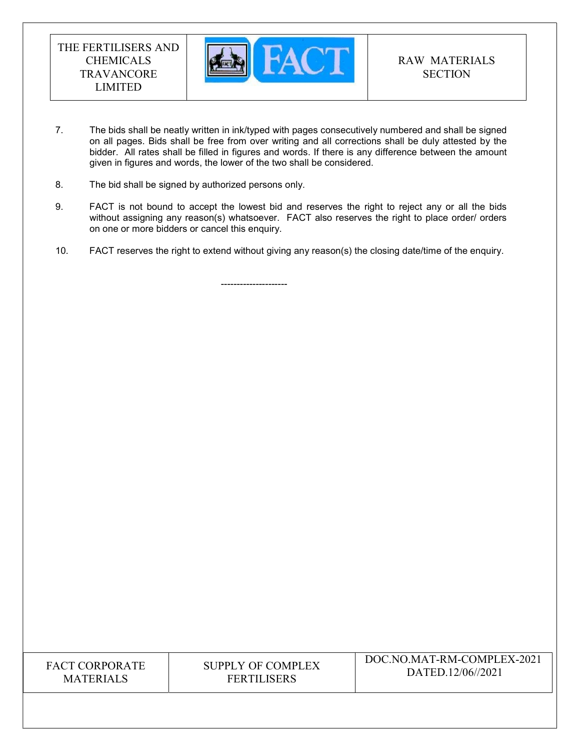7. The bids shall be neatly written in ink/typed with pages consecutively numbered and shall be signed on all pages. Bids shall be free from over writing and all corrections shall be duly attested by the bidder. All rates shall be filled in figures and words. If there is any difference between the amount given in figures and words, the lower of the two shall be considered.

8. The bid shall be signed by authorized persons only.

9. FACT is not bound to accept the lowest bid and reserves the right to reject any or all the bids without assigning any reason(s) whatsoever. FACT also reserves the right to place order/ orders on one or more bidders or cancel this enquiry.

10. FACT reserves the right to extend without giving any reason(s) the closing date/time of the enquiry.

---------------------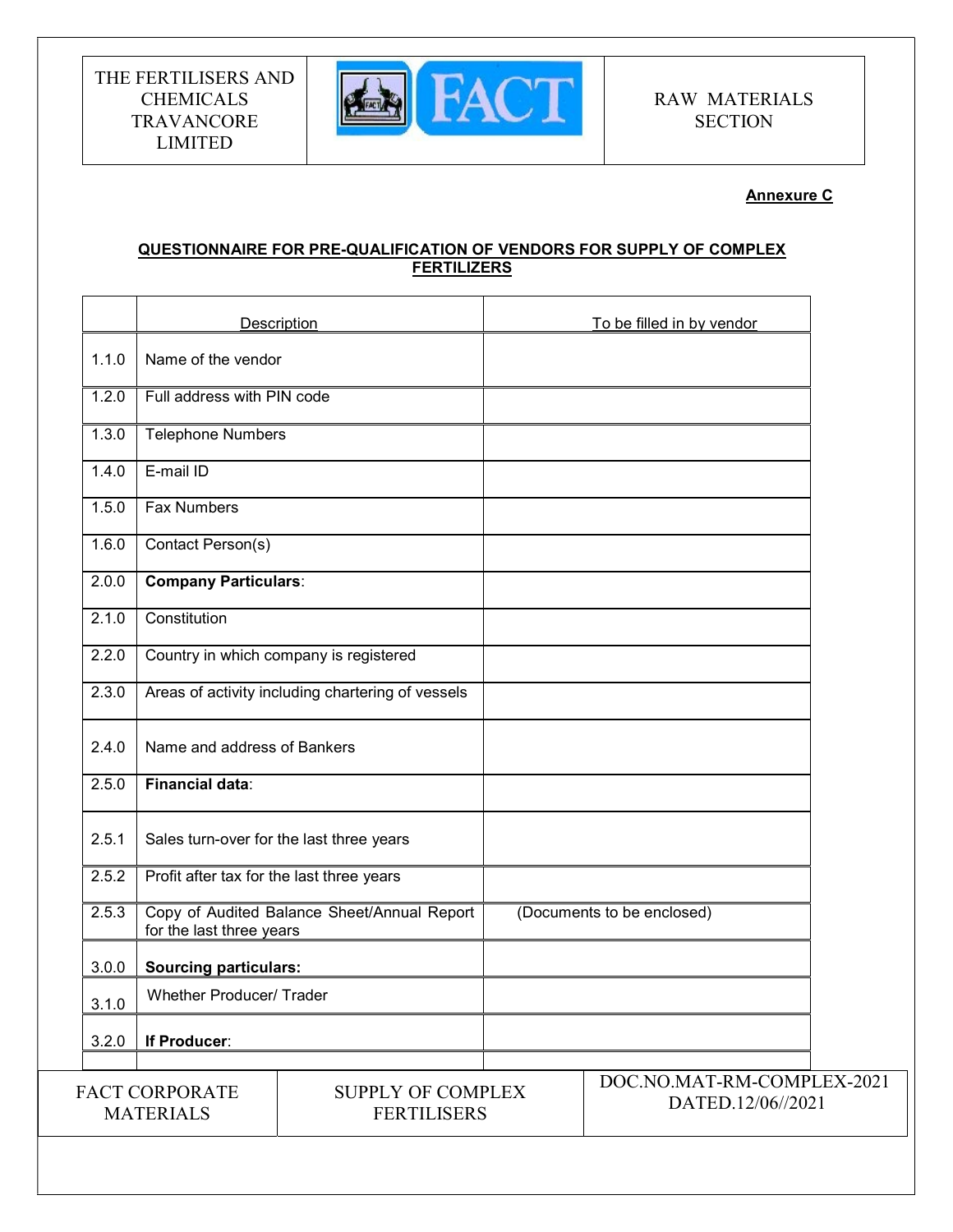**Annexure C**

**QUESTIONNAIRE FOR PRE-QUALIFICATION OF VENDORS FOR SUPPLY OF COMPLEX FERTILIZERS**

| | Description | To be filled in by vendor |
|---|---|---|
| 1.1.0 | Name of the vendor | |
| 1.2.0 | Full address with PIN code | |
| 1.3.0 | Telephone Numbers | |
| 1.4.0 | E-mail ID | |
| 1.5.0 | Fax Numbers | |
| 1.6.0 | Contact Person(s) | |
| 2.0.0 | **Company Particulars**: | |
| 2.1.0 | Constitution | |
| 2.2.0 | Country in which company is registered | |
| 2.3.0 | Areas of activity including chartering of vessels | |
| 2.4.0 | Name and address of Bankers | |
| 2.5.0 | **Financial data**: | |
| 2.5.1 | Sales turn-over for the last three years | |
| 2.5.2 | Profit after tax for the last three years | |
| 2.5.3 | Copy of Audited Balance Sheet/Annual Report for the last three years | (Documents to be enclosed) |
| 3.0.0 | **Sourcing particulars:** | |
| 3.1.0 | Whether Producer/ Trader | |
| 3.2.0 | **If Producer**: | |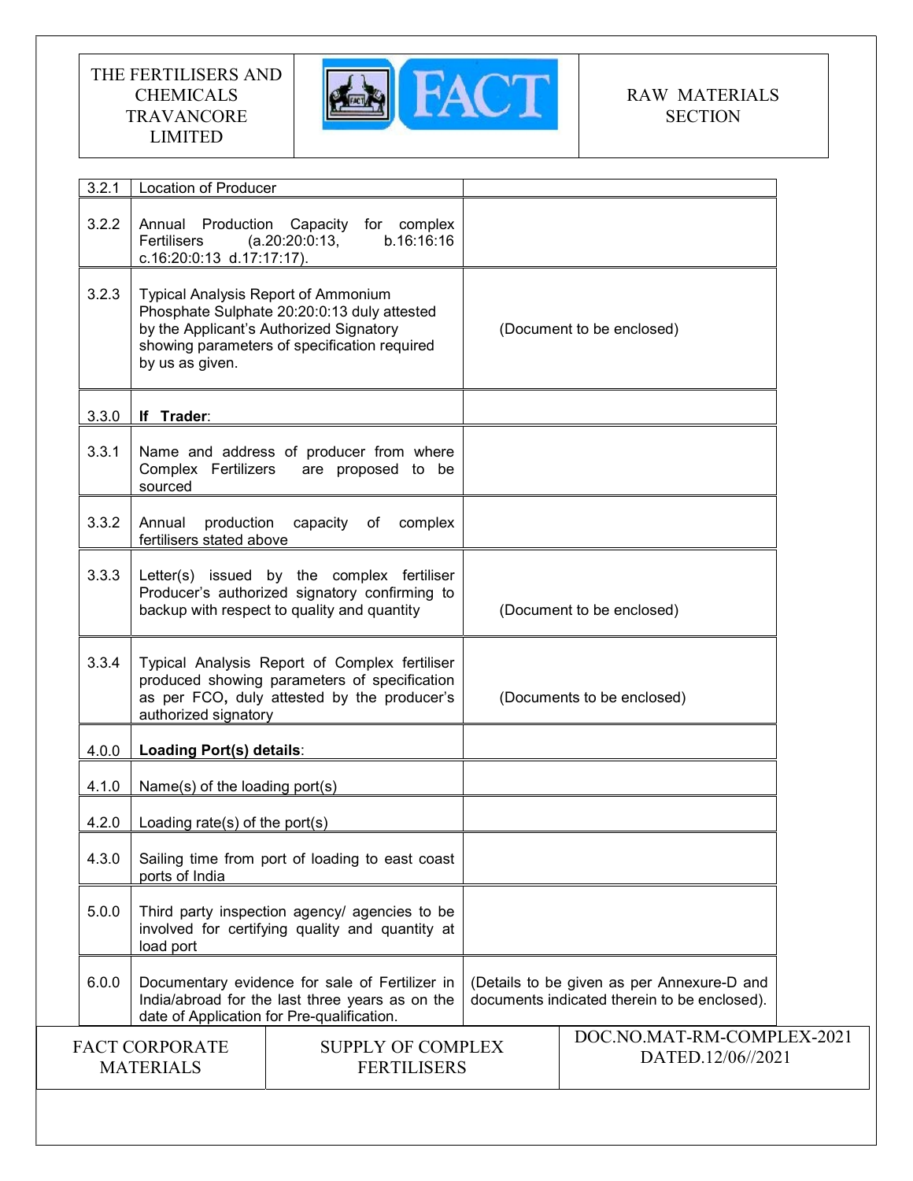| | | |
|---|---|---|
| 3.2.1 | Location of Producer | |
| 3.2.2 | Annual Production Capacity for complex Fertilisers (a.20:20:0:13, b.16:16:16 c.16:20:0:13 d.17:17:17). | |
| 3.2.3 | Typical Analysis Report of Ammonium Phosphate Sulphate 20:20:0:13 duly attested by the Applicant's Authorized Signatory showing parameters of specification required by us as given. | (Document to be enclosed) |
| 3.3.0 | **If Trader**: | |
| 3.3.1 | Name and address of producer from where Complex Fertilizers are proposed to be sourced | |
| 3.3.2 | Annual production capacity of complex fertilisers stated above | |
| 3.3.3 | Letter(s) issued by the complex fertiliser Producer's authorized signatory confirming to backup with respect to quality and quantity | (Document to be enclosed) |
| 3.3.4 | Typical Analysis Report of Complex fertiliser produced showing parameters of specification as per FCO, duly attested by the producer's authorized signatory | (Documents to be enclosed) |
| 4.0.0 | **Loading Port(s) details**: | |
| 4.1.0 | Name(s) of the loading port(s) | |
| 4.2.0 | Loading rate(s) of the port(s) | |
| 4.3.0 | Sailing time from port of loading to east coast ports of India | |
| 5.0.0 | Third party inspection agency/ agencies to be involved for certifying quality and quantity at load port | |
| 6.0.0 | Documentary evidence for sale of Fertilizer in India/abroad for the last three years as on the date of Application for Pre-qualification. | (Details to be given as per Annexure-D and documents indicated therein to be enclosed). |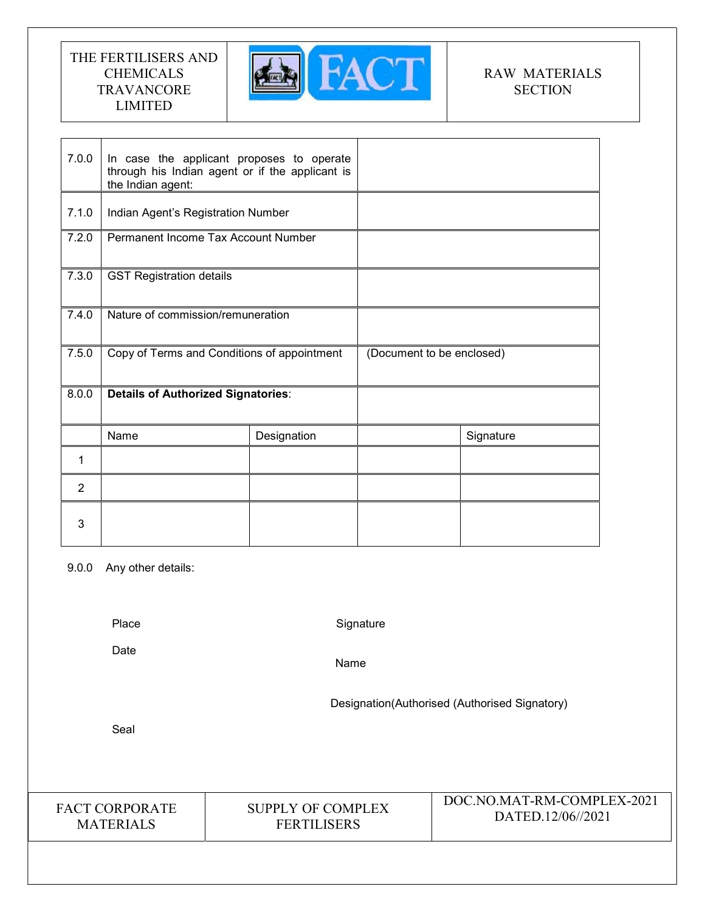| | | |
|---|---|---|
| 7.0.0 | In case the applicant proposes to operate through his Indian agent or if the applicant is the Indian agent: | |
| 7.1.0 | Indian Agent's Registration Number | |
| 7.2.0 | Permanent Income Tax Account Number | |
| 7.3.0 | GST Registration details | |
| 7.4.0 | Nature of commission/remuneration | |
| 7.5.0 | Copy of Terms and Conditions of appointment | (Document to be enclosed) |
| 8.0.0 | **Details of Authorized Signatories**: | |

| | Name | Designation | | Signature |
|---|---|---|---|---|
| 1 | | | | |
| 2 | | | | |
| 3 | | | | |

9.0.0 Any other details:

Place

Date

Signature

Name

Designation(Authorised (Authorised Signatory)

Seal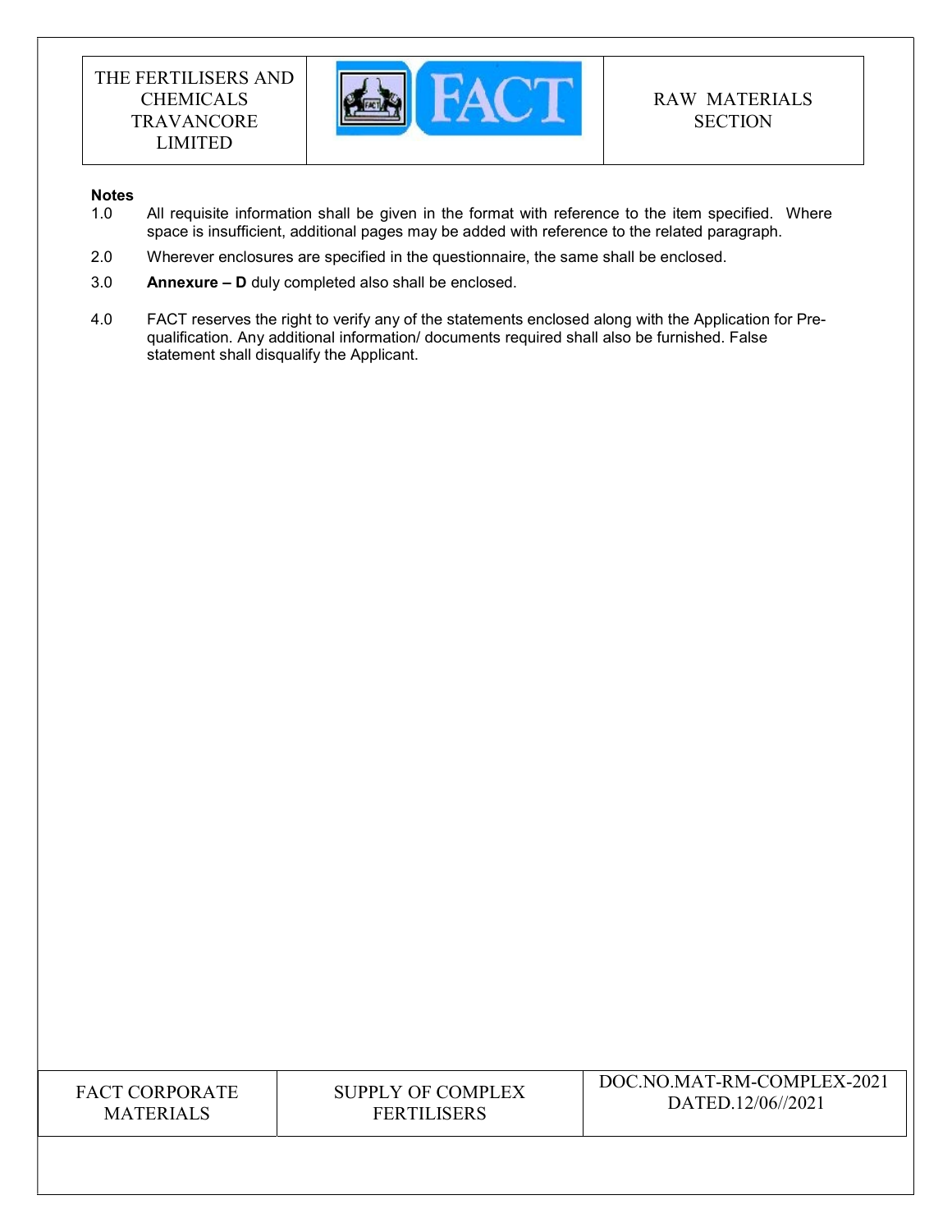**Notes**

1.0 All requisite information shall be given in the format with reference to the item specified. Where space is insufficient, additional pages may be added with reference to the related paragraph.

2.0 Wherever enclosures are specified in the questionnaire, the same shall be enclosed.

3.0 **Annexure – D** duly completed also shall be enclosed.

4.0 FACT reserves the right to verify any of the statements enclosed along with the Application for Pre-qualification. Any additional information/ documents required shall also be furnished. False statement shall disqualify the Applicant.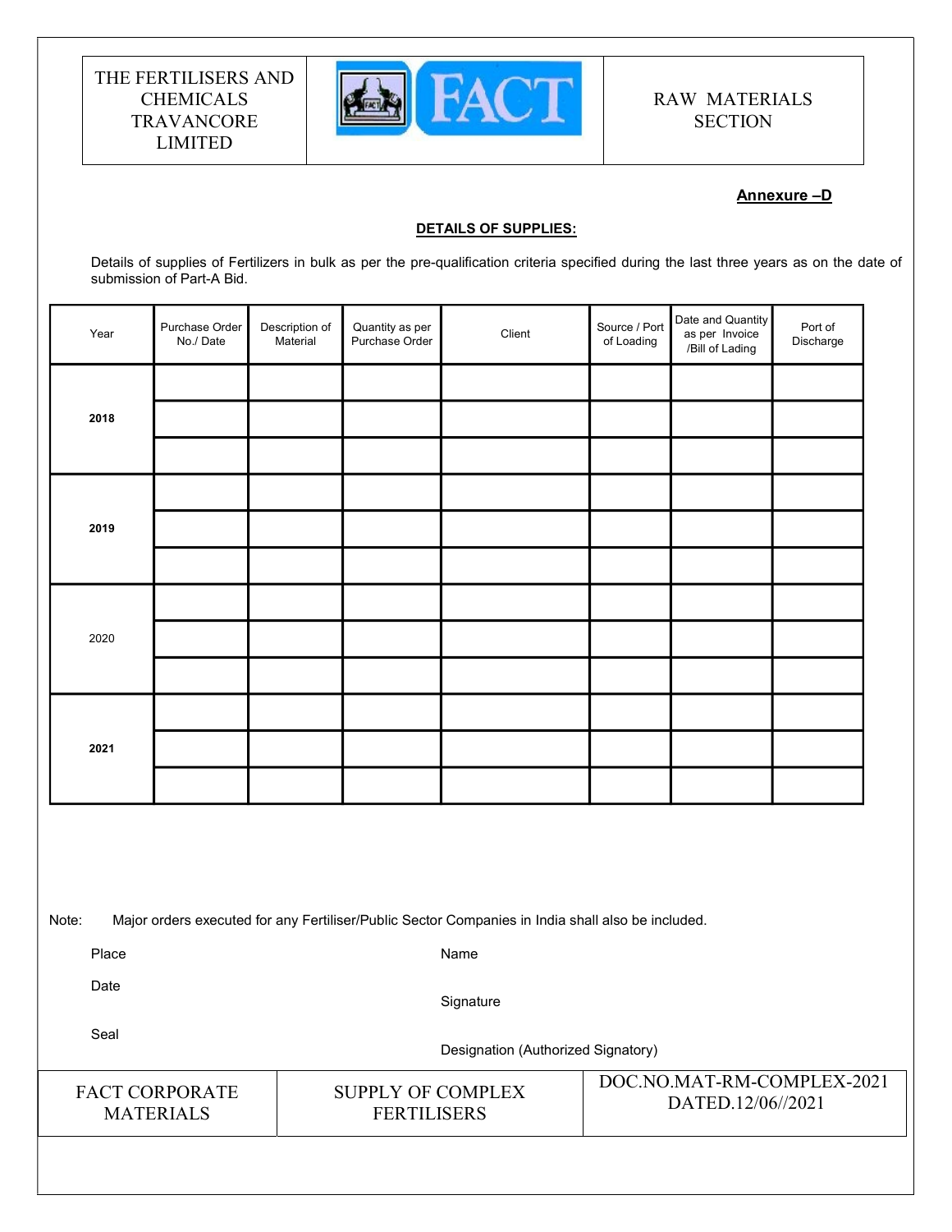**Annexure –D**

**DETAILS OF SUPPLIES:**

Details of supplies of Fertilizers in bulk as per the pre-qualification criteria specified during the last three years as on the date of submission of Part-A Bid.

| Year | Purchase Order No./ Date | Description of Material | Quantity as per Purchase Order | Client | Source / Port of Loading | Date and Quantity as per Invoice /Bill of Lading | Port of Discharge |
|---|---|---|---|---|---|---|---|
| **2018** | | | | | | | |
| | | | | | | | |
| | | | | | | | |
| **2019** | | | | | | | |
| | | | | | | | |
| | | | | | | | |
| 2020 | | | | | | | |
| | | | | | | | |
| | | | | | | | |
| **2021** | | | | | | | |
| | | | | | | | |
| | | | | | | | |

Note: Major orders executed for any Fertiliser/Public Sector Companies in India shall also be included.

Place

Date

Seal

Name

Signature

Designation (Authorized Signatory)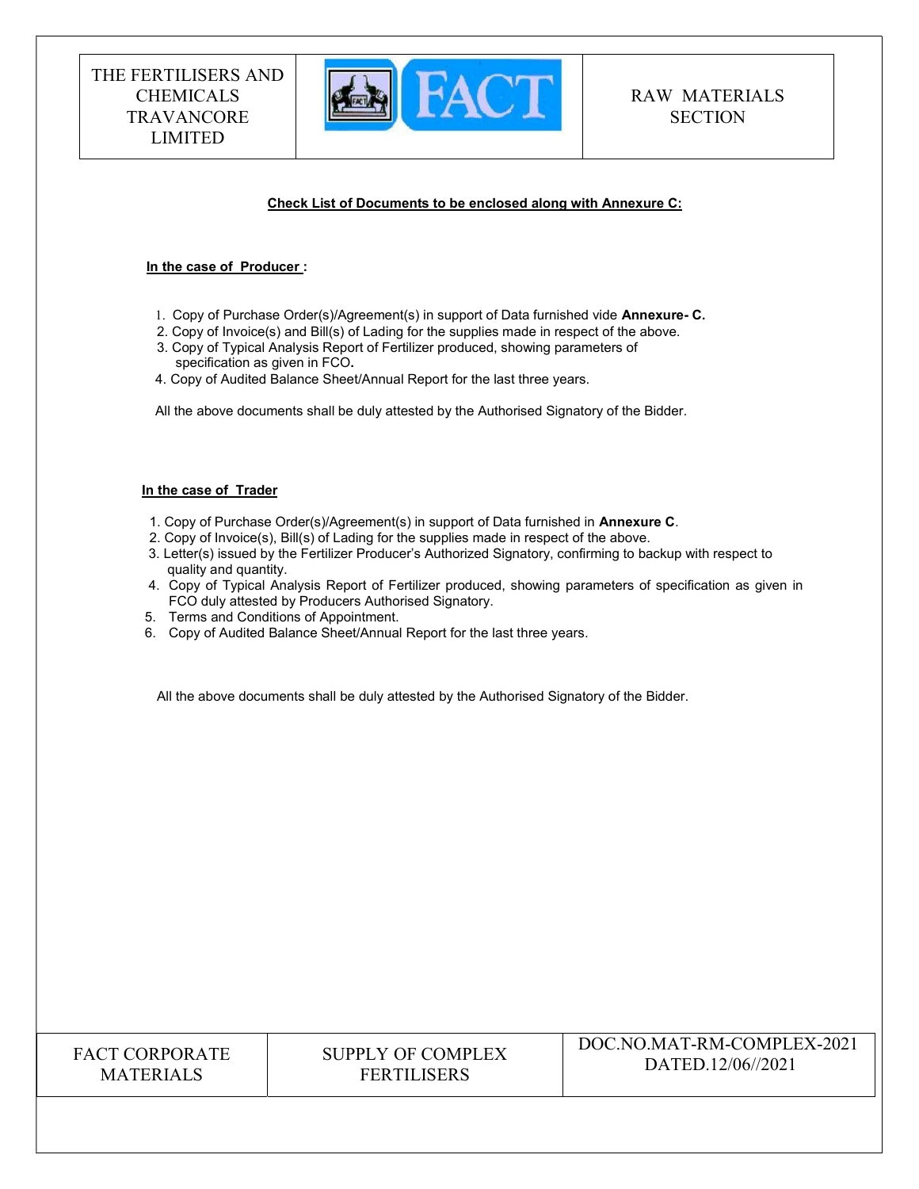**Check List of Documents to be enclosed along with Annexure C:**

**In the case of Producer :**

1. Copy of Purchase Order(s)/Agreement(s) in support of Data furnished vide **Annexure- C.**
2. Copy of Invoice(s) and Bill(s) of Lading for the supplies made in respect of the above.
3. Copy of Typical Analysis Report of Fertilizer produced, showing parameters of specification as given in FCO**.**
4. Copy of Audited Balance Sheet/Annual Report for the last three years.

All the above documents shall be duly attested by the Authorised Signatory of the Bidder.

**In the case of Trader**

1. Copy of Purchase Order(s)/Agreement(s) in support of Data furnished in **Annexure C**.
2. Copy of Invoice(s), Bill(s) of Lading for the supplies made in respect of the above.
3. Letter(s) issued by the Fertilizer Producer's Authorized Signatory, confirming to backup with respect to quality and quantity.
4. Copy of Typical Analysis Report of Fertilizer produced, showing parameters of specification as given in FCO duly attested by Producers Authorised Signatory.
5. Terms and Conditions of Appointment.
6. Copy of Audited Balance Sheet/Annual Report for the last three years.

All the above documents shall be duly attested by the Authorised Signatory of the Bidder.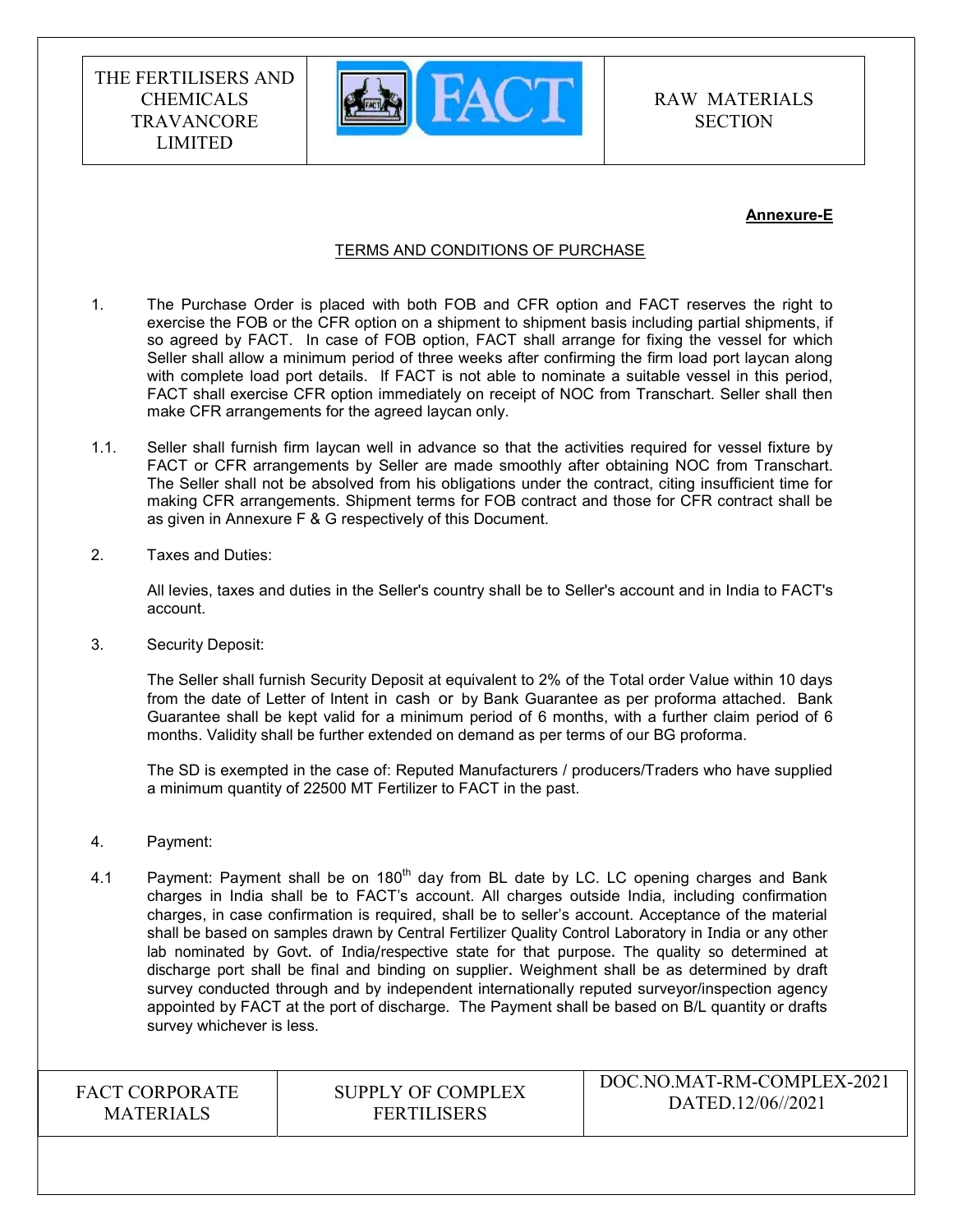**Annexure-E**

TERMS AND CONDITIONS OF PURCHASE

1. The Purchase Order is placed with both FOB and CFR option and FACT reserves the right to exercise the FOB or the CFR option on a shipment to shipment basis including partial shipments, if so agreed by FACT. In case of FOB option, FACT shall arrange for fixing the vessel for which Seller shall allow a minimum period of three weeks after confirming the firm load port laycan along with complete load port details. If FACT is not able to nominate a suitable vessel in this period, FACT shall exercise CFR option immediately on receipt of NOC from Transchart. Seller shall then make CFR arrangements for the agreed laycan only.

1.1. Seller shall furnish firm laycan well in advance so that the activities required for vessel fixture by FACT or CFR arrangements by Seller are made smoothly after obtaining NOC from Transchart. The Seller shall not be absolved from his obligations under the contract, citing insufficient time for making CFR arrangements. Shipment terms for FOB contract and those for CFR contract shall be as given in Annexure F & G respectively of this Document.

2. Taxes and Duties:

   All levies, taxes and duties in the Seller's country shall be to Seller's account and in India to FACT's account.

3. Security Deposit:

   The Seller shall furnish Security Deposit at equivalent to 2% of the Total order Value within 10 days from the date of Letter of Intent in cash or by Bank Guarantee as per proforma attached. Bank Guarantee shall be kept valid for a minimum period of 6 months, with a further claim period of 6 months. Validity shall be further extended on demand as per terms of our BG proforma.

   The SD is exempted in the case of: Reputed Manufacturers / producers/Traders who have supplied a minimum quantity of 22500 MT Fertilizer to FACT in the past.

4. Payment:

4.1 Payment: Payment shall be on 180th day from BL date by LC. LC opening charges and Bank charges in India shall be to FACT's account. All charges outside India, including confirmation charges, in case confirmation is required, shall be to seller's account. Acceptance of the material shall be based on samples drawn by Central Fertilizer Quality Control Laboratory in India or any other lab nominated by Govt. of India/respective state for that purpose. The quality so determined at discharge port shall be final and binding on supplier. Weighment shall be as determined by draft survey conducted through and by independent internationally reputed surveyor/inspection agency appointed by FACT at the port of discharge. The Payment shall be based on B/L quantity or drafts survey whichever is less.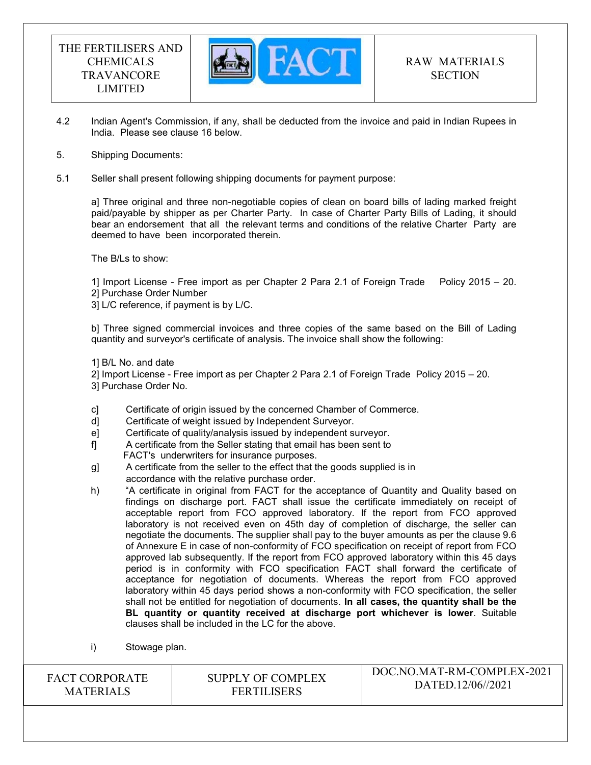4.2 Indian Agent's Commission, if any, shall be deducted from the invoice and paid in Indian Rupees in India. Please see clause 16 below.

5. Shipping Documents:

5.1 Seller shall present following shipping documents for payment purpose:

a] Three original and three non-negotiable copies of clean on board bills of lading marked freight paid/payable by shipper as per Charter Party. In case of Charter Party Bills of Lading, it should bear an endorsement that all the relevant terms and conditions of the relative Charter Party are deemed to have been incorporated therein.

The B/Ls to show:

1] Import License - Free import as per Chapter 2 Para 2.1 of Foreign Trade Policy 2015 – 20.
2] Purchase Order Number
3] L/C reference, if payment is by L/C.

b] Three signed commercial invoices and three copies of the same based on the Bill of Lading quantity and surveyor's certificate of analysis. The invoice shall show the following:

1] B/L No. and date
2] Import License - Free import as per Chapter 2 Para 2.1 of Foreign Trade Policy 2015 – 20.
3] Purchase Order No.

c] Certificate of origin issued by the concerned Chamber of Commerce.

d] Certificate of weight issued by Independent Surveyor.

e] Certificate of quality/analysis issued by independent surveyor.

f] A certificate from the Seller stating that email has been sent to FACT's underwriters for insurance purposes.

g] A certificate from the seller to the effect that the goods supplied is in accordance with the relative purchase order.

h) "A certificate in original from FACT for the acceptance of Quantity and Quality based on findings on discharge port. FACT shall issue the certificate immediately on receipt of acceptable report from FCO approved laboratory. If the report from FCO approved laboratory is not received even on 45th day of completion of discharge, the seller can negotiate the documents. The supplier shall pay to the buyer amounts as per the clause 9.6 of Annexure E in case of non-conformity of FCO specification on receipt of report from FCO approved lab subsequently. If the report from FCO approved laboratory within this 45 days period is in conformity with FCO specification FACT shall forward the certificate of acceptance for negotiation of documents. Whereas the report from FCO approved laboratory within 45 days period shows a non-conformity with FCO specification, the seller shall not be entitled for negotiation of documents. **In all cases, the quantity shall be the BL quantity or quantity received at discharge port whichever is lower**. Suitable clauses shall be included in the LC for the above.

i) Stowage plan.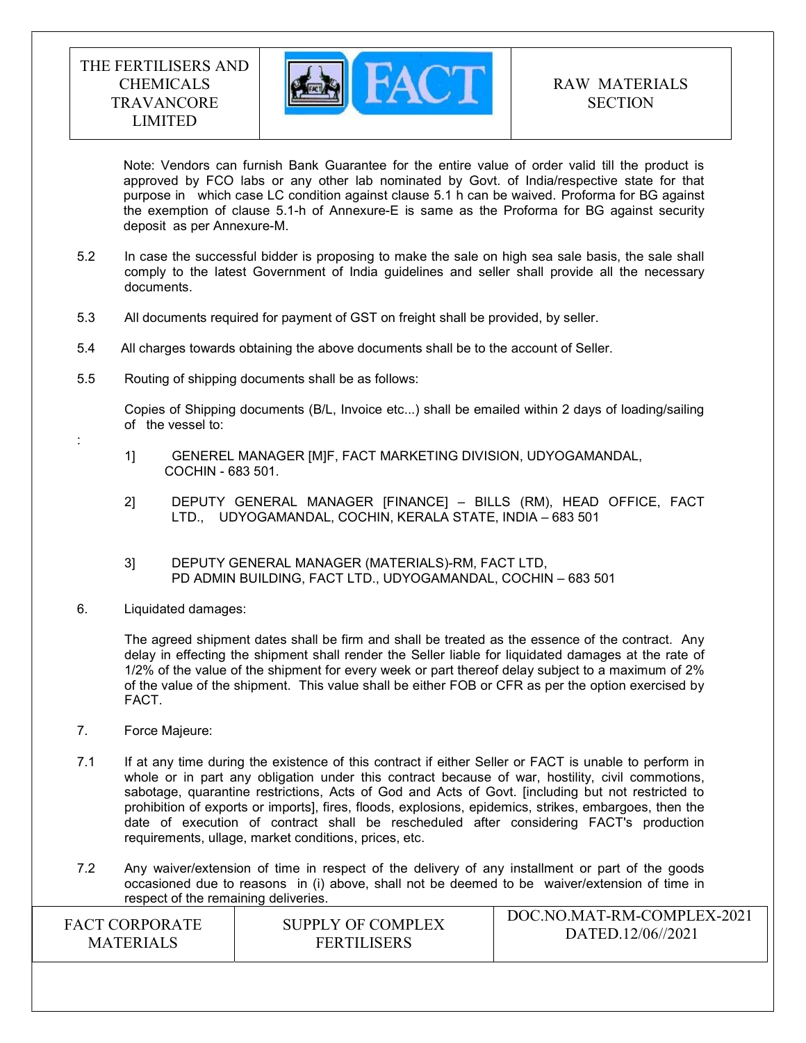Note: Vendors can furnish Bank Guarantee for the entire value of order valid till the product is approved by FCO labs or any other lab nominated by Govt. of India/respective state for that purpose in which case LC condition against clause 5.1 h can be waived. Proforma for BG against the exemption of clause 5.1-h of Annexure-E is same as the Proforma for BG against security deposit as per Annexure-M.

5.2 In case the successful bidder is proposing to make the sale on high sea sale basis, the sale shall comply to the latest Government of India guidelines and seller shall provide all the necessary documents.

5.3 All documents required for payment of GST on freight shall be provided, by seller.

5.4 All charges towards obtaining the above documents shall be to the account of Seller.

5.5 Routing of shipping documents shall be as follows:

Copies of Shipping documents (B/L, Invoice etc...) shall be emailed within 2 days of loading/sailing of the vessel to:

:

1] GENEREL MANAGER [M]F, FACT MARKETING DIVISION, UDYOGAMANDAL, COCHIN - 683 501.

2] DEPUTY GENERAL MANAGER [FINANCE] – BILLS (RM), HEAD OFFICE, FACT LTD., UDYOGAMANDAL, COCHIN, KERALA STATE, INDIA – 683 501

3] DEPUTY GENERAL MANAGER (MATERIALS)-RM, FACT LTD, PD ADMIN BUILDING, FACT LTD., UDYOGAMANDAL, COCHIN – 683 501

6. Liquidated damages:

The agreed shipment dates shall be firm and shall be treated as the essence of the contract. Any delay in effecting the shipment shall render the Seller liable for liquidated damages at the rate of 1/2% of the value of the shipment for every week or part thereof delay subject to a maximum of 2% of the value of the shipment. This value shall be either FOB or CFR as per the option exercised by FACT.

7. Force Majeure:

7.1 If at any time during the existence of this contract if either Seller or FACT is unable to perform in whole or in part any obligation under this contract because of war, hostility, civil commotions, sabotage, quarantine restrictions, Acts of God and Acts of Govt. [including but not restricted to prohibition of exports or imports], fires, floods, explosions, epidemics, strikes, embargoes, then the date of execution of contract shall be rescheduled after considering FACT's production requirements, ullage, market conditions, prices, etc.

7.2 Any waiver/extension of time in respect of the delivery of any installment or part of the goods occasioned due to reasons in (i) above, shall not be deemed to be waiver/extension of time in respect of the remaining deliveries.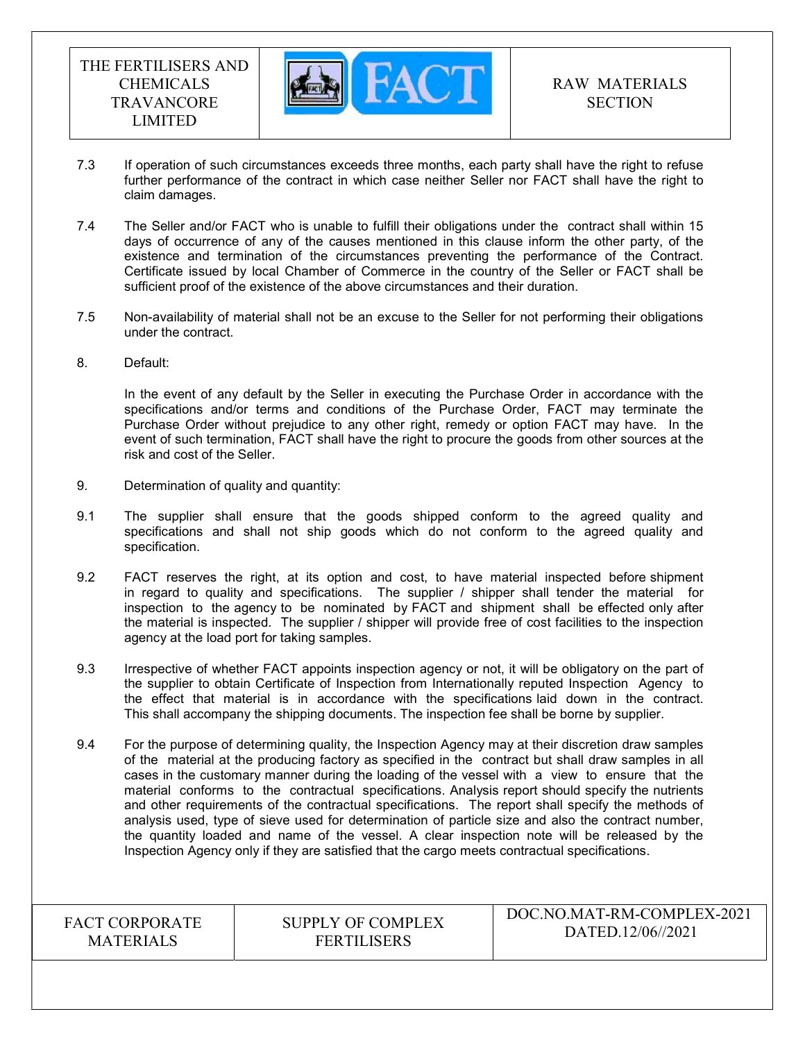7.3 If operation of such circumstances exceeds three months, each party shall have the right to refuse further performance of the contract in which case neither Seller nor FACT shall have the right to claim damages.

7.4 The Seller and/or FACT who is unable to fulfill their obligations under the contract shall within 15 days of occurrence of any of the causes mentioned in this clause inform the other party, of the existence and termination of the circumstances preventing the performance of the Contract. Certificate issued by local Chamber of Commerce in the country of the Seller or FACT shall be sufficient proof of the existence of the above circumstances and their duration.

7.5 Non-availability of material shall not be an excuse to the Seller for not performing their obligations under the contract.

8. Default:

In the event of any default by the Seller in executing the Purchase Order in accordance with the specifications and/or terms and conditions of the Purchase Order, FACT may terminate the Purchase Order without prejudice to any other right, remedy or option FACT may have. In the event of such termination, FACT shall have the right to procure the goods from other sources at the risk and cost of the Seller.

9. Determination of quality and quantity:

9.1 The supplier shall ensure that the goods shipped conform to the agreed quality and specifications and shall not ship goods which do not conform to the agreed quality and specification.

9.2 FACT reserves the right, at its option and cost, to have material inspected before shipment in regard to quality and specifications. The supplier / shipper shall tender the material for inspection to the agency to be nominated by FACT and shipment shall be effected only after the material is inspected. The supplier / shipper will provide free of cost facilities to the inspection agency at the load port for taking samples.

9.3 Irrespective of whether FACT appoints inspection agency or not, it will be obligatory on the part of the supplier to obtain Certificate of Inspection from Internationally reputed Inspection Agency to the effect that material is in accordance with the specifications laid down in the contract. This shall accompany the shipping documents. The inspection fee shall be borne by supplier.

9.4 For the purpose of determining quality, the Inspection Agency may at their discretion draw samples of the material at the producing factory as specified in the contract but shall draw samples in all cases in the customary manner during the loading of the vessel with a view to ensure that the material conforms to the contractual specifications. Analysis report should specify the nutrients and other requirements of the contractual specifications. The report shall specify the methods of analysis used, type of sieve used for determination of particle size and also the contract number, the quantity loaded and name of the vessel. A clear inspection note will be released by the Inspection Agency only if they are satisfied that the cargo meets contractual specifications.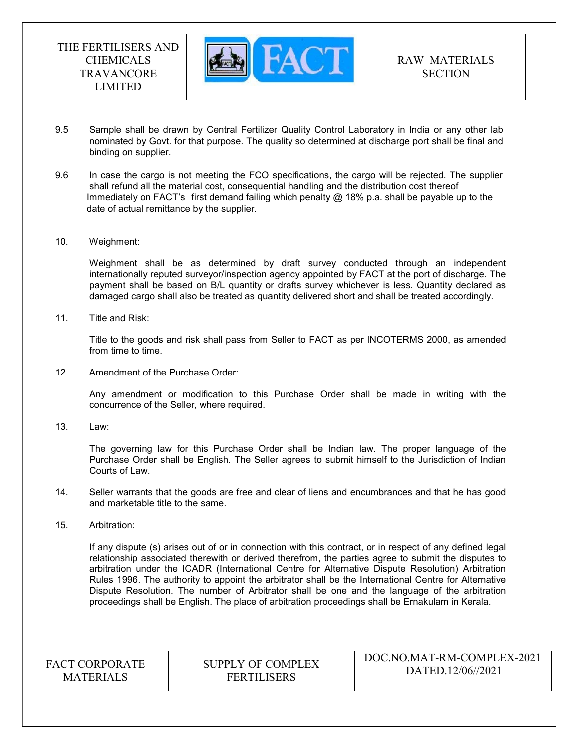9.5 Sample shall be drawn by Central Fertilizer Quality Control Laboratory in India or any other lab nominated by Govt. for that purpose. The quality so determined at discharge port shall be final and binding on supplier.

9.6 In case the cargo is not meeting the FCO specifications, the cargo will be rejected. The supplier shall refund all the material cost, consequential handling and the distribution cost thereof Immediately on FACT's first demand failing which penalty @ 18% p.a. shall be payable up to the date of actual remittance by the supplier.

10. Weighment:

Weighment shall be as determined by draft survey conducted through an independent internationally reputed surveyor/inspection agency appointed by FACT at the port of discharge. The payment shall be based on B/L quantity or drafts survey whichever is less. Quantity declared as damaged cargo shall also be treated as quantity delivered short and shall be treated accordingly.

11. Title and Risk:

Title to the goods and risk shall pass from Seller to FACT as per INCOTERMS 2000, as amended from time to time.

12. Amendment of the Purchase Order:

Any amendment or modification to this Purchase Order shall be made in writing with the concurrence of the Seller, where required.

13. Law:

The governing law for this Purchase Order shall be Indian law. The proper language of the Purchase Order shall be English. The Seller agrees to submit himself to the Jurisdiction of Indian Courts of Law.

14. Seller warrants that the goods are free and clear of liens and encumbrances and that he has good and marketable title to the same.

15. Arbitration:

If any dispute (s) arises out of or in connection with this contract, or in respect of any defined legal relationship associated therewith or derived therefrom, the parties agree to submit the disputes to arbitration under the ICADR (International Centre for Alternative Dispute Resolution) Arbitration Rules 1996. The authority to appoint the arbitrator shall be the International Centre for Alternative Dispute Resolution. The number of Arbitrator shall be one and the language of the arbitration proceedings shall be English. The place of arbitration proceedings shall be Ernakulam in Kerala.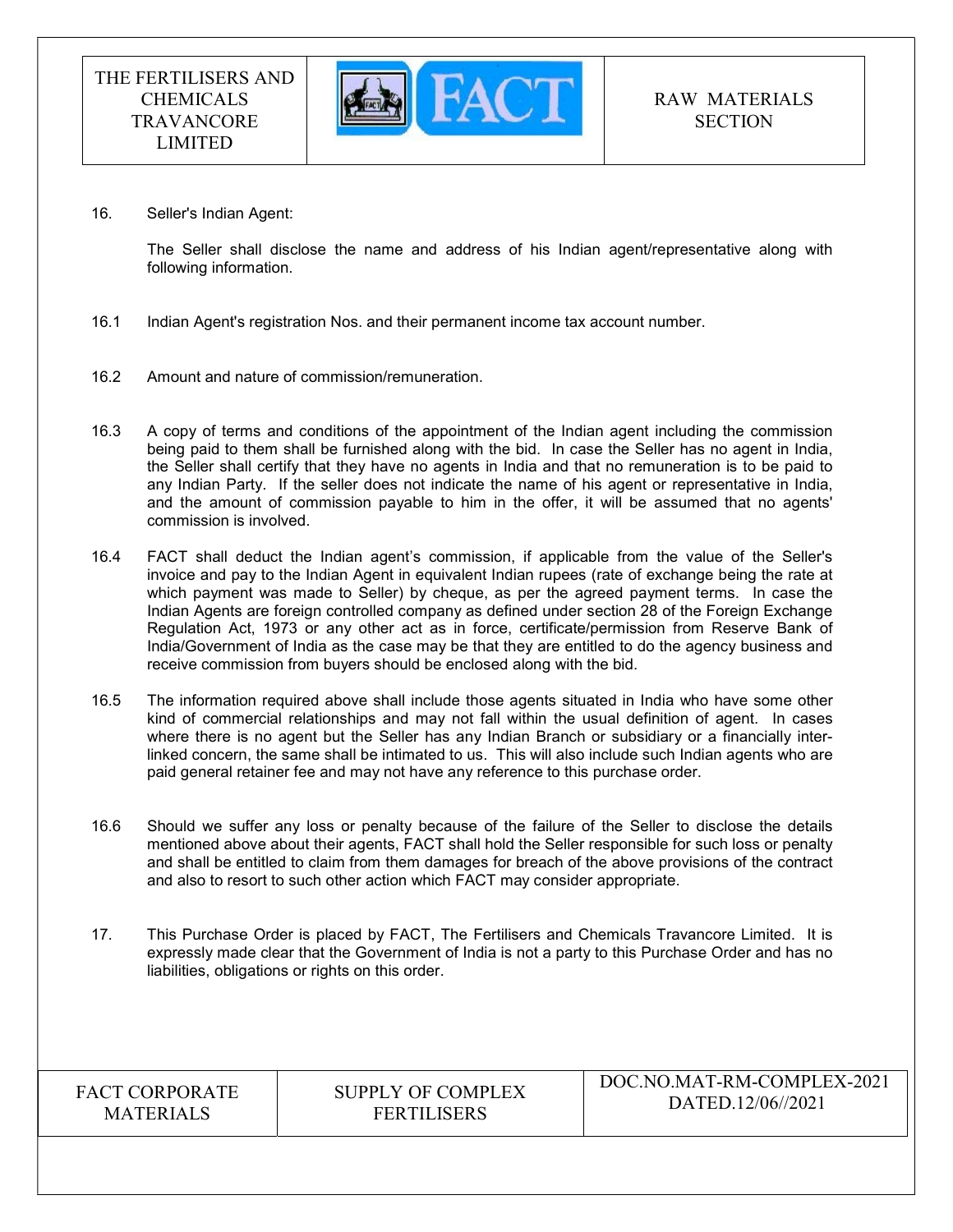16. Seller's Indian Agent:

The Seller shall disclose the name and address of his Indian agent/representative along with following information.

16.1 Indian Agent's registration Nos. and their permanent income tax account number.

16.2 Amount and nature of commission/remuneration.

16.3 A copy of terms and conditions of the appointment of the Indian agent including the commission being paid to them shall be furnished along with the bid. In case the Seller has no agent in India, the Seller shall certify that they have no agents in India and that no remuneration is to be paid to any Indian Party. If the seller does not indicate the name of his agent or representative in India, and the amount of commission payable to him in the offer, it will be assumed that no agents' commission is involved.

16.4 FACT shall deduct the Indian agent's commission, if applicable from the value of the Seller's invoice and pay to the Indian Agent in equivalent Indian rupees (rate of exchange being the rate at which payment was made to Seller) by cheque, as per the agreed payment terms. In case the Indian Agents are foreign controlled company as defined under section 28 of the Foreign Exchange Regulation Act, 1973 or any other act as in force, certificate/permission from Reserve Bank of India/Government of India as the case may be that they are entitled to do the agency business and receive commission from buyers should be enclosed along with the bid.

16.5 The information required above shall include those agents situated in India who have some other kind of commercial relationships and may not fall within the usual definition of agent. In cases where there is no agent but the Seller has any Indian Branch or subsidiary or a financially inter-linked concern, the same shall be intimated to us. This will also include such Indian agents who are paid general retainer fee and may not have any reference to this purchase order.

16.6 Should we suffer any loss or penalty because of the failure of the Seller to disclose the details mentioned above about their agents, FACT shall hold the Seller responsible for such loss or penalty and shall be entitled to claim from them damages for breach of the above provisions of the contract and also to resort to such other action which FACT may consider appropriate.

17. This Purchase Order is placed by FACT, The Fertilisers and Chemicals Travancore Limited. It is expressly made clear that the Government of India is not a party to this Purchase Order and has no liabilities, obligations or rights on this order.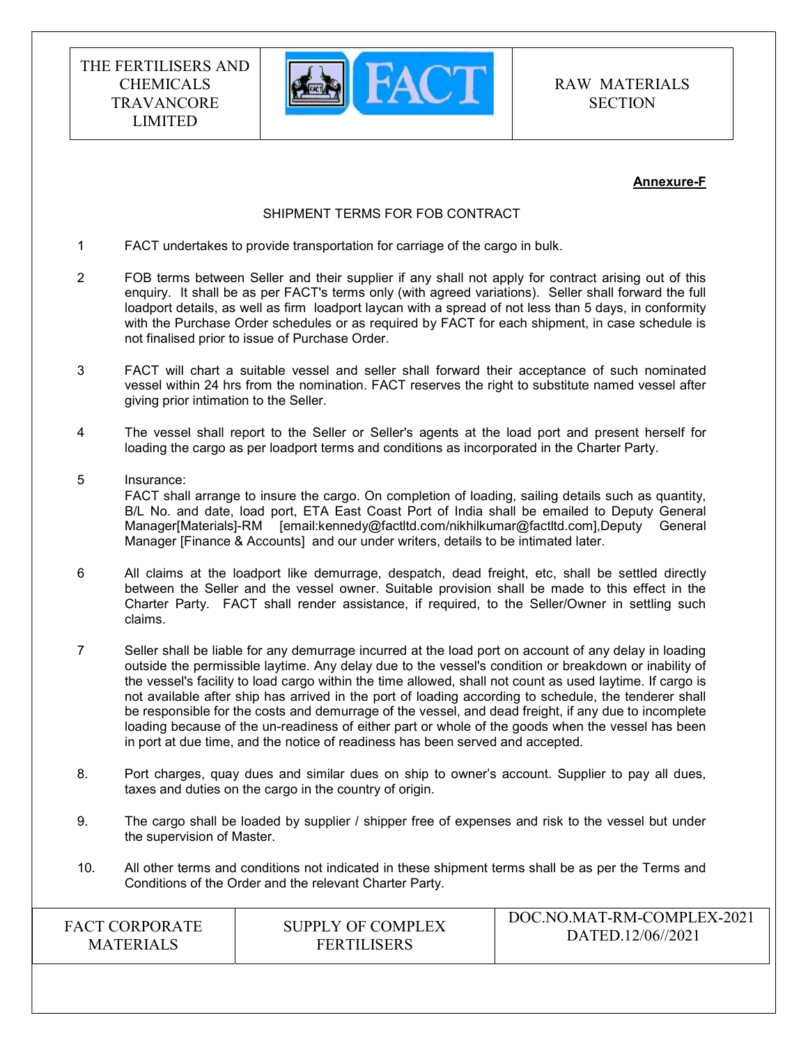**Annexure-F**

SHIPMENT TERMS FOR FOB CONTRACT

1. FACT undertakes to provide transportation for carriage of the cargo in bulk.

2. FOB terms between Seller and their supplier if any shall not apply for contract arising out of this enquiry. It shall be as per FACT's terms only (with agreed variations). Seller shall forward the full loadport details, as well as firm loadport laycan with a spread of not less than 5 days, in conformity with the Purchase Order schedules or as required by FACT for each shipment, in case schedule is not finalised prior to issue of Purchase Order.

3. FACT will chart a suitable vessel and seller shall forward their acceptance of such nominated vessel within 24 hrs from the nomination. FACT reserves the right to substitute named vessel after giving prior intimation to the Seller.

4. The vessel shall report to the Seller or Seller's agents at the load port and present herself for loading the cargo as per loadport terms and conditions as incorporated in the Charter Party.

5. Insurance:
   FACT shall arrange to insure the cargo. On completion of loading, sailing details such as quantity, B/L No. and date, load port, ETA East Coast Port of India shall be emailed to Deputy General Manager[Materials]-RM [email:kennedy@factltd.com/nikhilkumar@factltd.com],Deputy General Manager [Finance & Accounts] and our under writers, details to be intimated later.

6. All claims at the loadport like demurrage, despatch, dead freight, etc, shall be settled directly between the Seller and the vessel owner. Suitable provision shall be made to this effect in the Charter Party. FACT shall render assistance, if required, to the Seller/Owner in settling such claims.

7. Seller shall be liable for any demurrage incurred at the load port on account of any delay in loading outside the permissible laytime. Any delay due to the vessel's condition or breakdown or inability of the vessel's facility to load cargo within the time allowed, shall not count as used laytime. If cargo is not available after ship has arrived in the port of loading according to schedule, the tenderer shall be responsible for the costs and demurrage of the vessel, and dead freight, if any due to incomplete loading because of the un-readiness of either part or whole of the goods when the vessel has been in port at due time, and the notice of readiness has been served and accepted.

8. Port charges, quay dues and similar dues on ship to owner's account. Supplier to pay all dues, taxes and duties on the cargo in the country of origin.

9. The cargo shall be loaded by supplier / shipper free of expenses and risk to the vessel but under the supervision of Master.

10. All other terms and conditions not indicated in these shipment terms shall be as per the Terms and Conditions of the Order and the relevant Charter Party.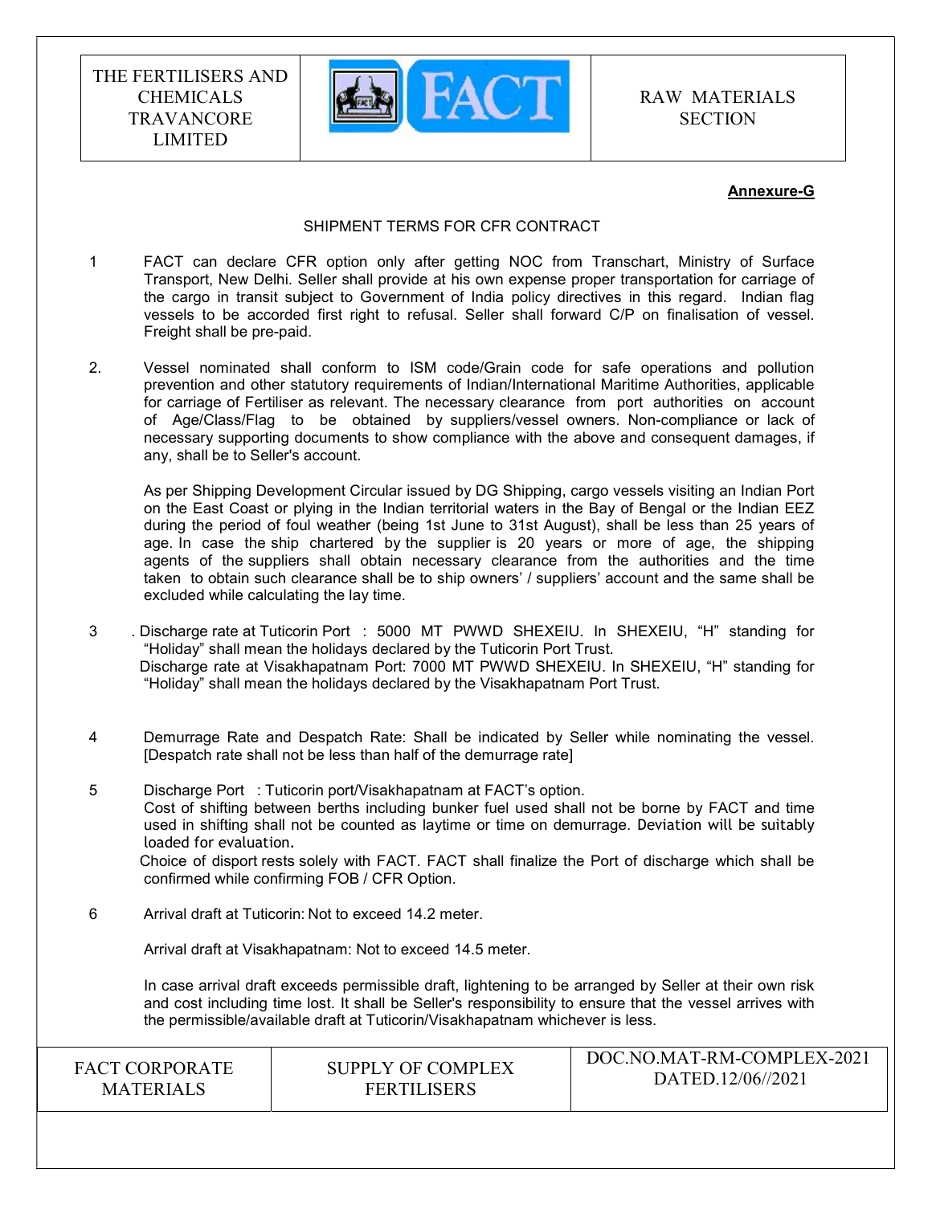**Annexure-G**

SHIPMENT TERMS FOR CFR CONTRACT

1. FACT can declare CFR option only after getting NOC from Transchart, Ministry of Surface Transport, New Delhi. Seller shall provide at his own expense proper transportation for carriage of the cargo in transit subject to Government of India policy directives in this regard. Indian flag vessels to be accorded first right to refusal. Seller shall forward C/P on finalisation of vessel. Freight shall be pre-paid.

2. Vessel nominated shall conform to ISM code/Grain code for safe operations and pollution prevention and other statutory requirements of Indian/International Maritime Authorities, applicable for carriage of Fertiliser as relevant. The necessary clearance from port authorities on account of Age/Class/Flag to be obtained by suppliers/vessel owners. Non-compliance or lack of necessary supporting documents to show compliance with the above and consequent damages, if any, shall be to Seller's account.

   As per Shipping Development Circular issued by DG Shipping, cargo vessels visiting an Indian Port on the East Coast or plying in the Indian territorial waters in the Bay of Bengal or the Indian EEZ during the period of foul weather (being 1st June to 31st August), shall be less than 25 years of age. In case the ship chartered by the supplier is 20 years or more of age, the shipping agents of the suppliers shall obtain necessary clearance from the authorities and the time taken to obtain such clearance shall be to ship owners' / suppliers' account and the same shall be excluded while calculating the lay time.

3. Discharge rate at Tuticorin Port : 5000 MT PWWD SHEXEIU. In SHEXEIU, "H" standing for "Holiday" shall mean the holidays declared by the Tuticorin Port Trust.
   Discharge rate at Visakhapatnam Port: 7000 MT PWWD SHEXEIU. In SHEXEIU, "H" standing for "Holiday" shall mean the holidays declared by the Visakhapatnam Port Trust.

4. Demurrage Rate and Despatch Rate: Shall be indicated by Seller while nominating the vessel. [Despatch rate shall not be less than half of the demurrage rate]

5. Discharge Port : Tuticorin port/Visakhapatnam at FACT's option.
   Cost of shifting between berths including bunker fuel used shall not be borne by FACT and time used in shifting shall not be counted as laytime or time on demurrage. Deviation will be suitably loaded for evaluation.
   Choice of disport rests solely with FACT. FACT shall finalize the Port of discharge which shall be confirmed while confirming FOB / CFR Option.

6. Arrival draft at Tuticorin: Not to exceed 14.2 meter.

   Arrival draft at Visakhapatnam: Not to exceed 14.5 meter.

   In case arrival draft exceeds permissible draft, lightening to be arranged by Seller at their own risk and cost including time lost. It shall be Seller's responsibility to ensure that the vessel arrives with the permissible/available draft at Tuticorin/Visakhapatnam whichever is less.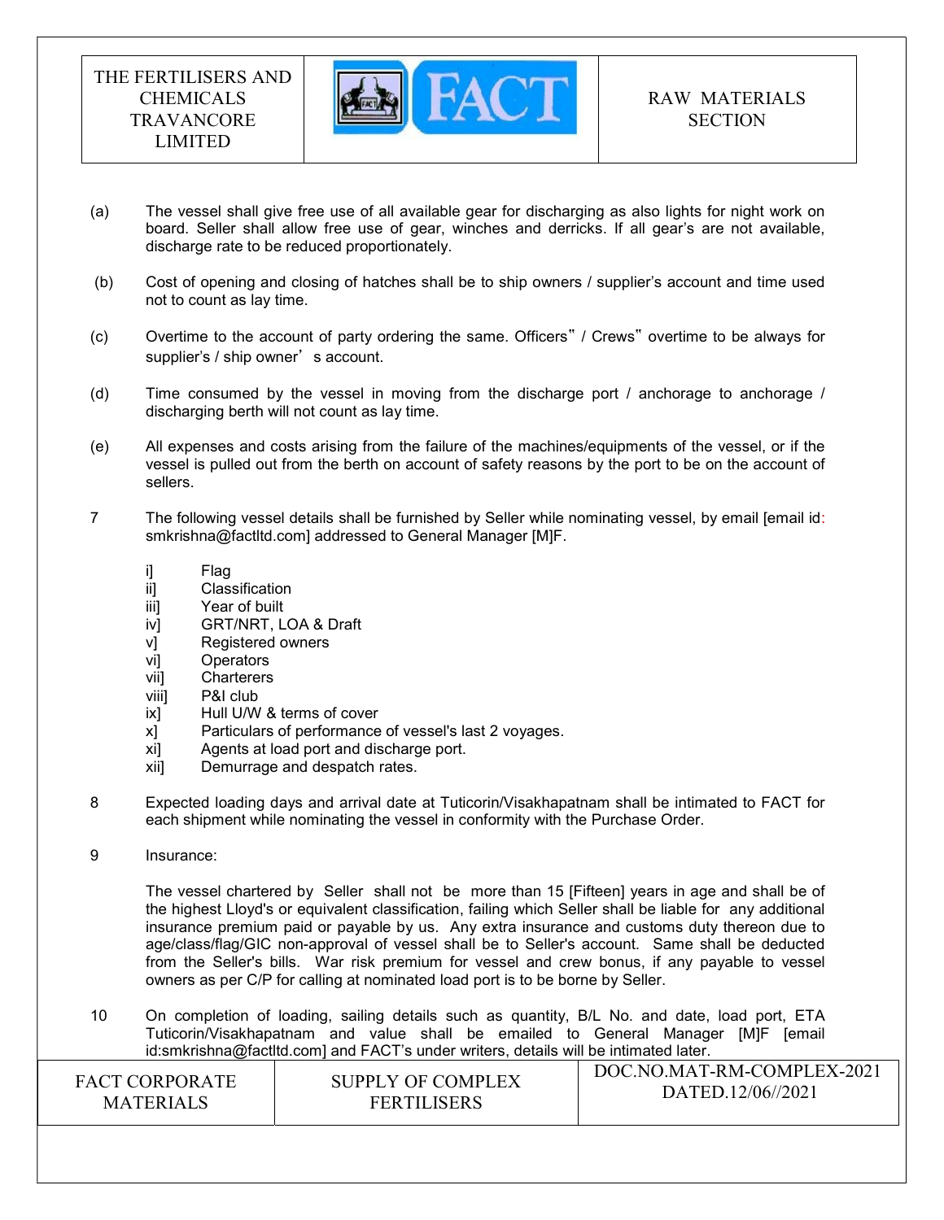(a) The vessel shall give free use of all available gear for discharging as also lights for night work on board. Seller shall allow free use of gear, winches and derricks. If all gear's are not available, discharge rate to be reduced proportionately.

(b) Cost of opening and closing of hatches shall be to ship owners / supplier's account and time used not to count as lay time.

(c) Overtime to the account of party ordering the same. Officers" / Crews" overtime to be always for supplier's / ship owner' s account.

(d) Time consumed by the vessel in moving from the discharge port / anchorage to anchorage / discharging berth will not count as lay time.

(e) All expenses and costs arising from the failure of the machines/equipments of the vessel, or if the vessel is pulled out from the berth on account of safety reasons by the port to be on the account of sellers.

7 The following vessel details shall be furnished by Seller while nominating vessel, by email [email id: smkrishna@factltd.com] addressed to General Manager [M]F.

i] Flag
ii] Classification
iii] Year of built
iv] GRT/NRT, LOA & Draft
v] Registered owners
vi] Operators
vii] Charterers
viii] P&I club
ix] Hull U/W & terms of cover
x] Particulars of performance of vessel's last 2 voyages.
xi] Agents at load port and discharge port.
xii] Demurrage and despatch rates.

8 Expected loading days and arrival date at Tuticorin/Visakhapatnam shall be intimated to FACT for each shipment while nominating the vessel in conformity with the Purchase Order.

9 Insurance:

The vessel chartered by Seller shall not be more than 15 [Fifteen] years in age and shall be of the highest Lloyd's or equivalent classification, failing which Seller shall be liable for any additional insurance premium paid or payable by us. Any extra insurance and customs duty thereon due to age/class/flag/GIC non-approval of vessel shall be to Seller's account. Same shall be deducted from the Seller's bills. War risk premium for vessel and crew bonus, if any payable to vessel owners as per C/P for calling at nominated load port is to be borne by Seller.

10 On completion of loading, sailing details such as quantity, B/L No. and date, load port, ETA Tuticorin/Visakhapatnam and value shall be emailed to General Manager [M]F [email id:smkrishna@factltd.com] and FACT's under writers, details will be intimated later.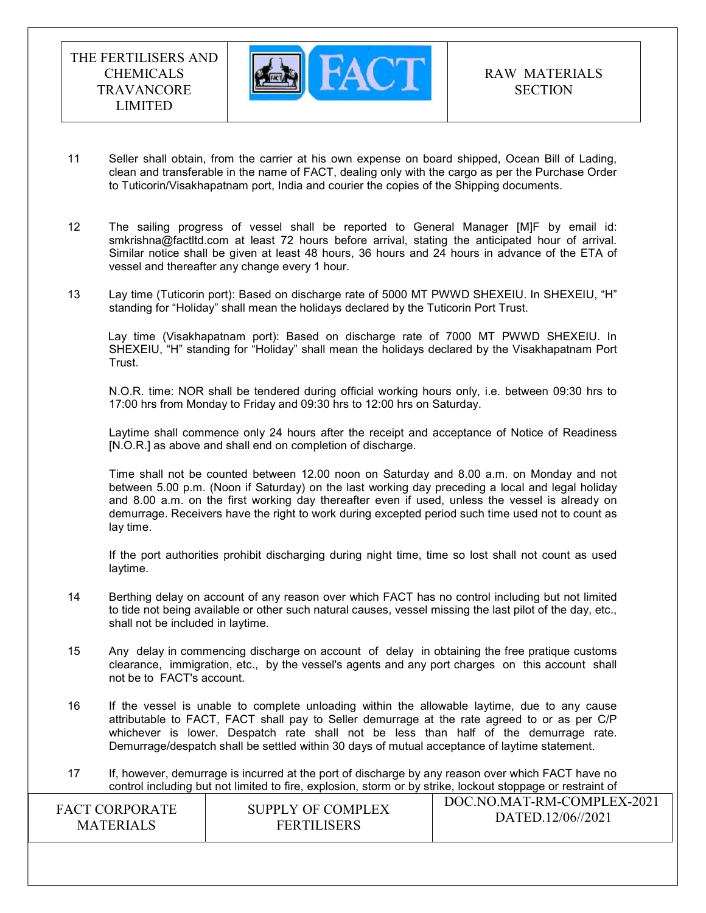11 Seller shall obtain, from the carrier at his own expense on board shipped, Ocean Bill of Lading, clean and transferable in the name of FACT, dealing only with the cargo as per the Purchase Order to Tuticorin/Visakhapatnam port, India and courier the copies of the Shipping documents.

12 The sailing progress of vessel shall be reported to General Manager [M]F by email id: smkrishna@factltd.com at least 72 hours before arrival, stating the anticipated hour of arrival. Similar notice shall be given at least 48 hours, 36 hours and 24 hours in advance of the ETA of vessel and thereafter any change every 1 hour.

13 Lay time (Tuticorin port): Based on discharge rate of 5000 MT PWWD SHEXEIU. In SHEXEIU, "H" standing for "Holiday" shall mean the holidays declared by the Tuticorin Port Trust.

Lay time (Visakhapatnam port): Based on discharge rate of 7000 MT PWWD SHEXEIU. In SHEXEIU, "H" standing for "Holiday" shall mean the holidays declared by the Visakhapatnam Port Trust.

N.O.R. time: NOR shall be tendered during official working hours only, i.e. between 09:30 hrs to 17:00 hrs from Monday to Friday and 09:30 hrs to 12:00 hrs on Saturday.

Laytime shall commence only 24 hours after the receipt and acceptance of Notice of Readiness [N.O.R.] as above and shall end on completion of discharge.

Time shall not be counted between 12.00 noon on Saturday and 8.00 a.m. on Monday and not between 5.00 p.m. (Noon if Saturday) on the last working day preceding a local and legal holiday and 8.00 a.m. on the first working day thereafter even if used, unless the vessel is already on demurrage. Receivers have the right to work during excepted period such time used not to count as lay time.

If the port authorities prohibit discharging during night time, time so lost shall not count as used laytime.

14 Berthing delay on account of any reason over which FACT has no control including but not limited to tide not being available or other such natural causes, vessel missing the last pilot of the day, etc., shall not be included in laytime.

15 Any delay in commencing discharge on account of delay in obtaining the free pratique customs clearance, immigration, etc., by the vessel's agents and any port charges on this account shall not be to FACT's account.

16 If the vessel is unable to complete unloading within the allowable laytime, due to any cause attributable to FACT, FACT shall pay to Seller demurrage at the rate agreed to or as per C/P whichever is lower. Despatch rate shall not be less than half of the demurrage rate. Demurrage/despatch shall be settled within 30 days of mutual acceptance of laytime statement.

17 If, however, demurrage is incurred at the port of discharge by any reason over which FACT have no control including but not limited to fire, explosion, storm or by strike, lockout stoppage or restraint of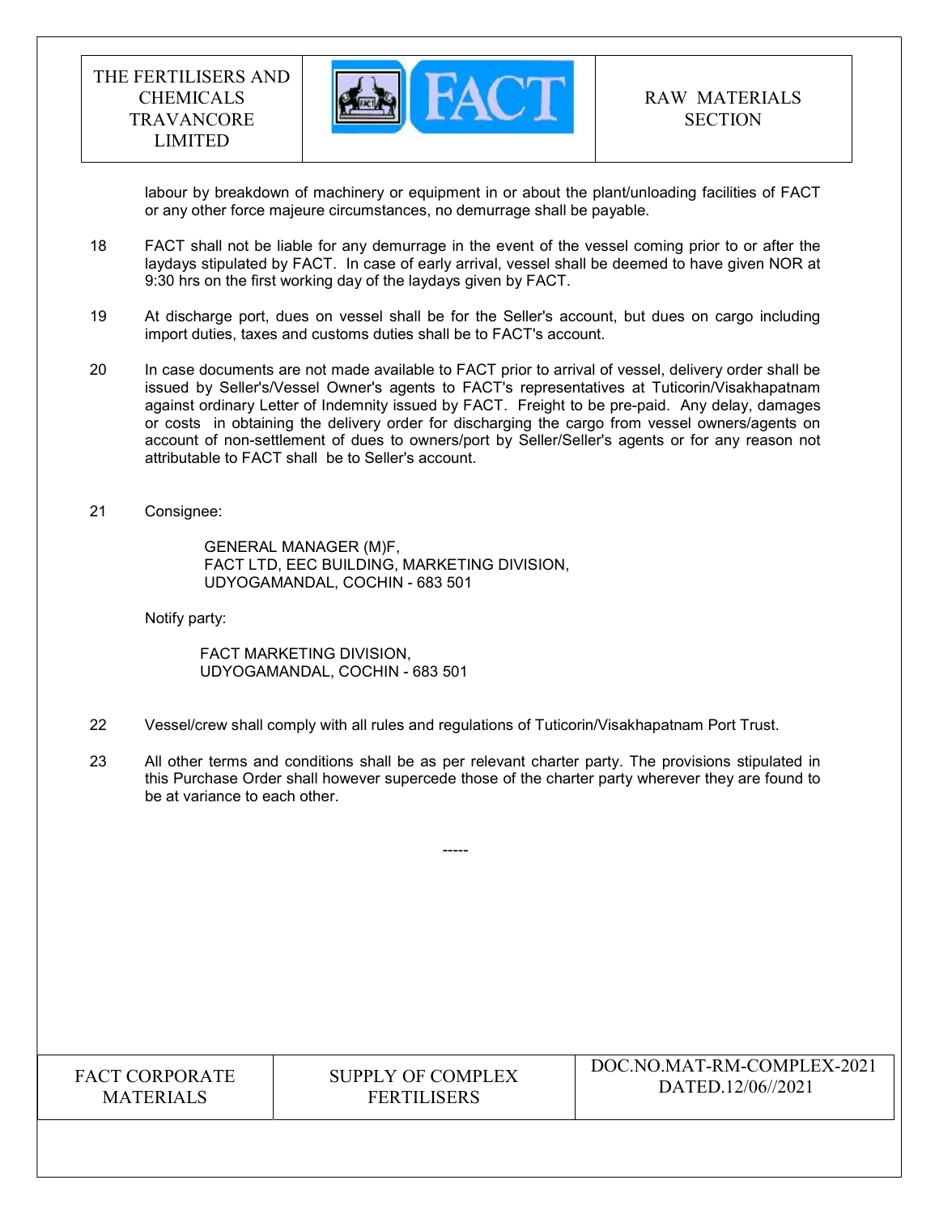labour by breakdown of machinery or equipment in or about the plant/unloading facilities of FACT or any other force majeure circumstances, no demurrage shall be payable.

18 FACT shall not be liable for any demurrage in the event of the vessel coming prior to or after the laydays stipulated by FACT. In case of early arrival, vessel shall be deemed to have given NOR at 9:30 hrs on the first working day of the laydays given by FACT.

19 At discharge port, dues on vessel shall be for the Seller's account, but dues on cargo including import duties, taxes and customs duties shall be to FACT's account.

20 In case documents are not made available to FACT prior to arrival of vessel, delivery order shall be issued by Seller's/Vessel Owner's agents to FACT's representatives at Tuticorin/Visakhapatnam against ordinary Letter of Indemnity issued by FACT. Freight to be pre-paid. Any delay, damages or costs in obtaining the delivery order for discharging the cargo from vessel owners/agents on account of non-settlement of dues to owners/port by Seller/Seller's agents or for any reason not attributable to FACT shall be to Seller's account.

21 Consignee:

GENERAL MANAGER (M)F,
FACT LTD, EEC BUILDING, MARKETING DIVISION,
UDYOGAMANDAL, COCHIN - 683 501

Notify party:

FACT MARKETING DIVISION,
UDYOGAMANDAL, COCHIN - 683 501

22 Vessel/crew shall comply with all rules and regulations of Tuticorin/Visakhapatnam Port Trust.

23 All other terms and conditions shall be as per relevant charter party. The provisions stipulated in this Purchase Order shall however supercede those of the charter party wherever they are found to be at variance to each other.

-----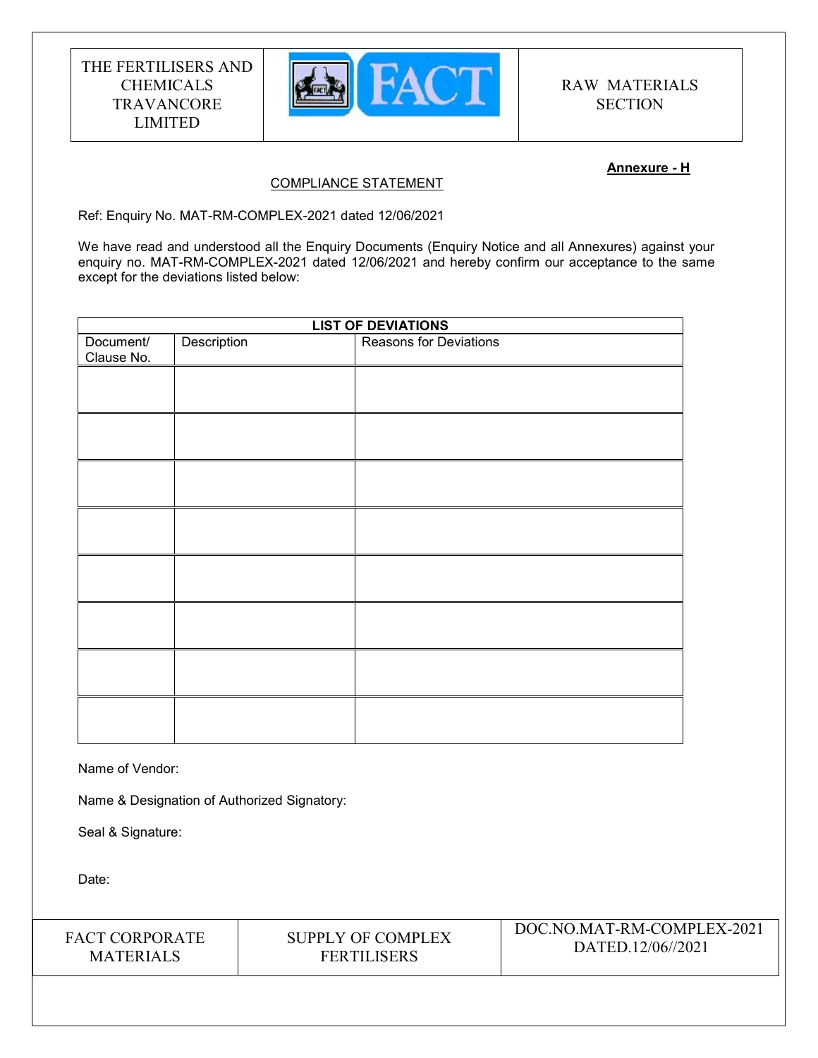| THE FERTILISERS AND CHEMICALS TRAVANCORE LIMITED | FACT | RAW MATERIALS SECTION |
|---|---|---|

**Annexure - H**

COMPLIANCE STATEMENT

Ref: Enquiry No. MAT-RM-COMPLEX-2021 dated 12/06/2021

We have read and understood all the Enquiry Documents (Enquiry Notice and all Annexures) against your enquiry no. MAT-RM-COMPLEX-2021 dated 12/06/2021 and hereby confirm our acceptance to the same except for the deviations listed below:

| **LIST OF DEVIATIONS** | | |
|---|---|---|
| Document/ Clause No. | Description | Reasons for Deviations |
| | | |
| | | |
| | | |
| | | |
| | | |
| | | |
| | | |
| | | |

Name of Vendor:

Name & Designation of Authorized Signatory:

Seal & Signature:

Date:

| FACT CORPORATE MATERIALS | SUPPLY OF COMPLEX FERTILISERS | DOC.NO.MAT-RM-COMPLEX-2021 DATED.12/06//2021 |
|---|---|---|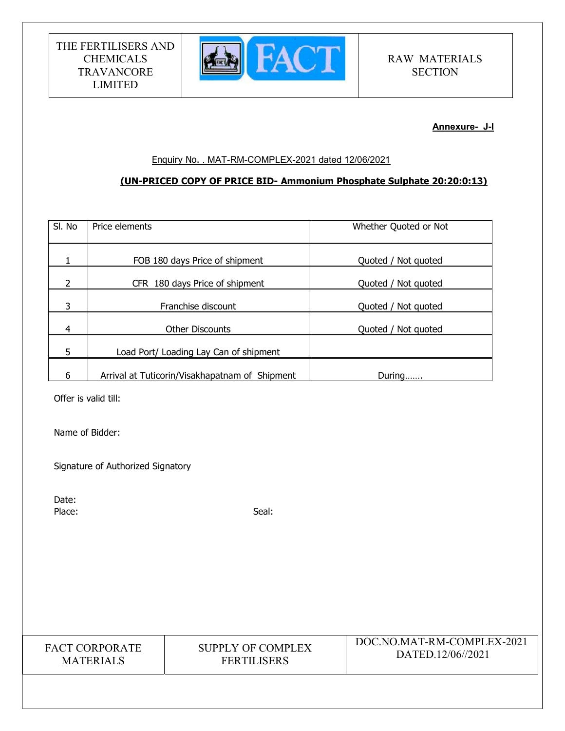**Annexure- J-I**

Enquiry No. . MAT-RM-COMPLEX-2021 dated 12/06/2021

**(UN-PRICED COPY OF PRICE BID- Ammonium Phosphate Sulphate 20:20:0:13)**

| Sl. No | Price elements | Whether Quoted or Not |
|---|---|---|
| 1 | FOB 180 days Price of shipment | Quoted / Not quoted |
| 2 | CFR 180 days Price of shipment | Quoted / Not quoted |
| 3 | Franchise discount | Quoted / Not quoted |
| 4 | Other Discounts | Quoted / Not quoted |
| 5 | Load Port/ Loading Lay Can of shipment | |
| 6 | Arrival at Tuticorin/Visakhapatnam of Shipment | During……. |

Offer is valid till:

Name of Bidder:

Signature of Authorized Signatory

Date:

Place: Seal: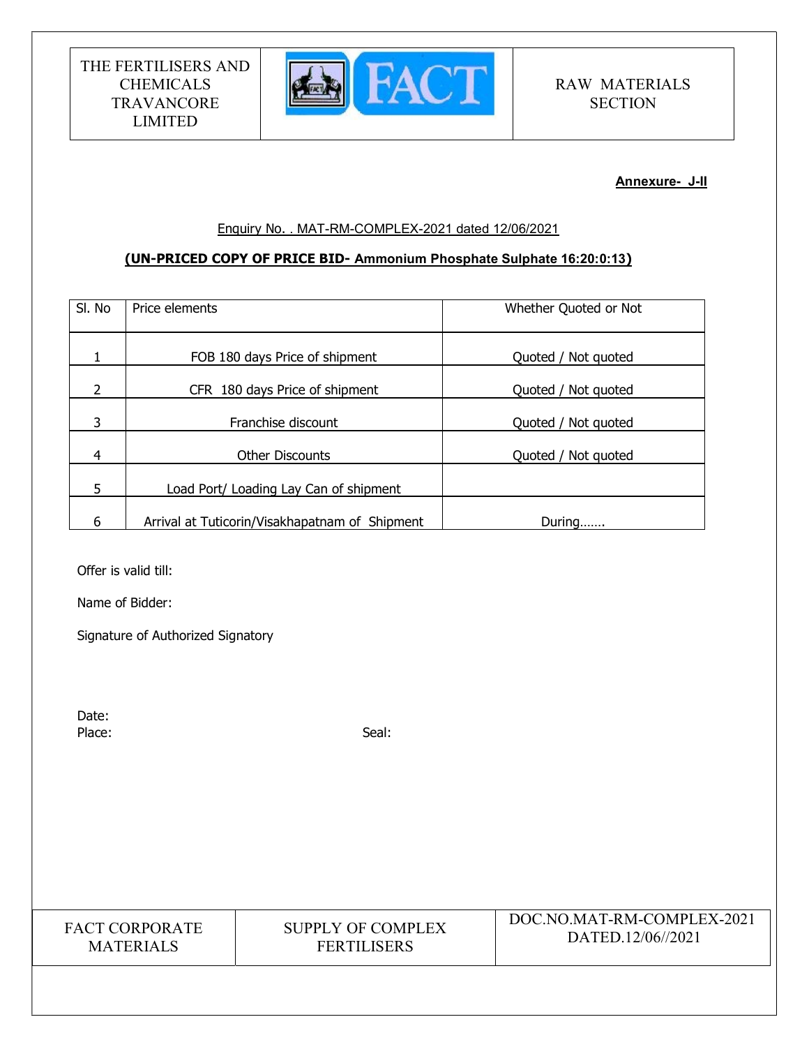**Annexure- J-II**

Enquiry No. . MAT-RM-COMPLEX-2021 dated 12/06/2021

**(UN-PRICED COPY OF PRICE BID- Ammonium Phosphate Sulphate 16:20:0:13)**

| Sl. No | Price elements | Whether Quoted or Not |
|---|---|---|
| 1 | FOB 180 days Price of shipment | Quoted / Not quoted |
| 2 | CFR 180 days Price of shipment | Quoted / Not quoted |
| 3 | Franchise discount | Quoted / Not quoted |
| 4 | Other Discounts | Quoted / Not quoted |
| 5 | Load Port/ Loading Lay Can of shipment | |
| 6 | Arrival at Tuticorin/Visakhapatnam of Shipment | During……. |

Offer is valid till:

Name of Bidder:

Signature of Authorized Signatory

Date:

Place: Seal: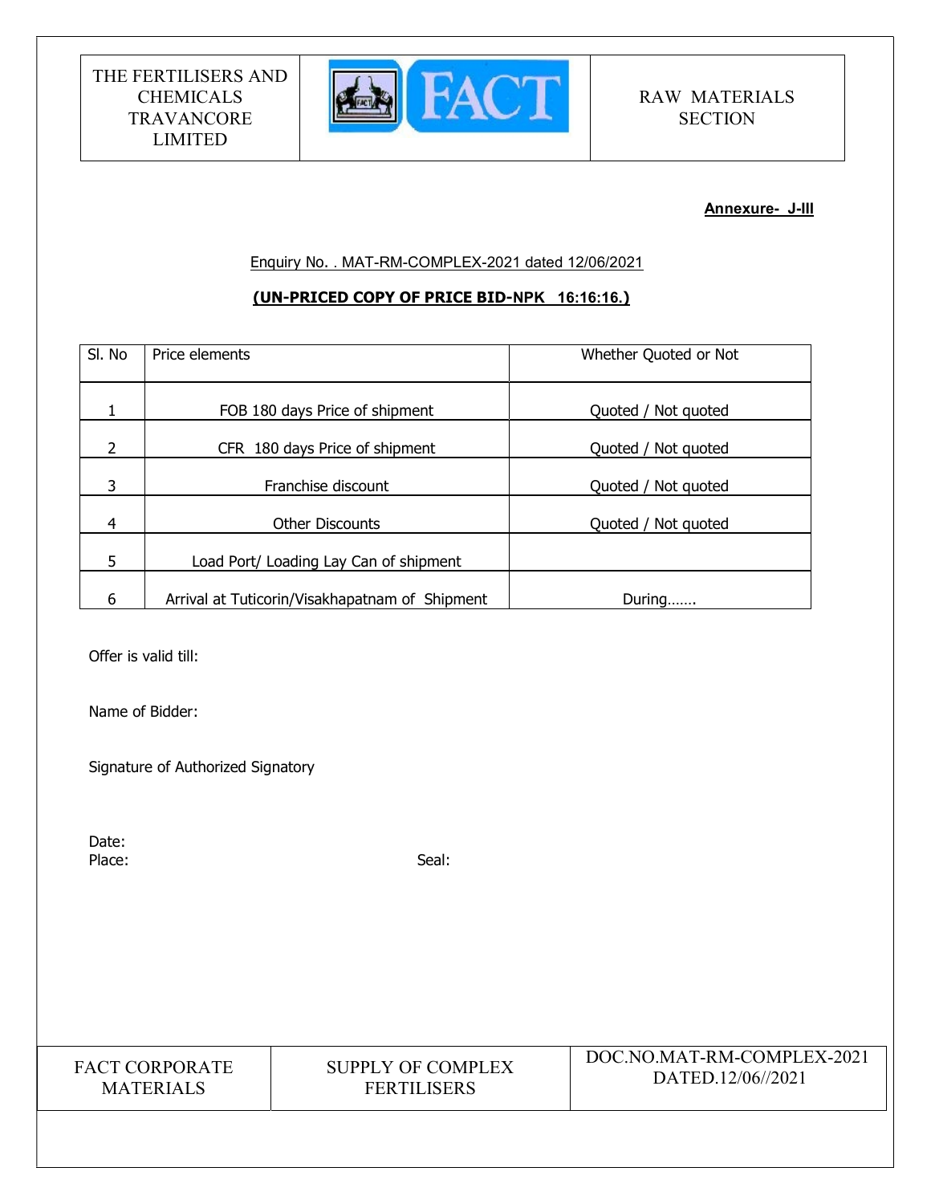**Annexure- J-III**

Enquiry No. . MAT-RM-COMPLEX-2021 dated 12/06/2021

**(UN-PRICED COPY OF PRICE BID-NPK 16:16:16.)**

| Sl. No | Price elements | Whether Quoted or Not |
|---|---|---|
| 1 | FOB 180 days Price of shipment | Quoted / Not quoted |
| 2 | CFR 180 days Price of shipment | Quoted / Not quoted |
| 3 | Franchise discount | Quoted / Not quoted |
| 4 | Other Discounts | Quoted / Not quoted |
| 5 | Load Port/ Loading Lay Can of shipment | |
| 6 | Arrival at Tuticorin/Visakhapatnam of Shipment | During……. |

Offer is valid till:

Name of Bidder:

Signature of Authorized Signatory

Date:

Place: Seal: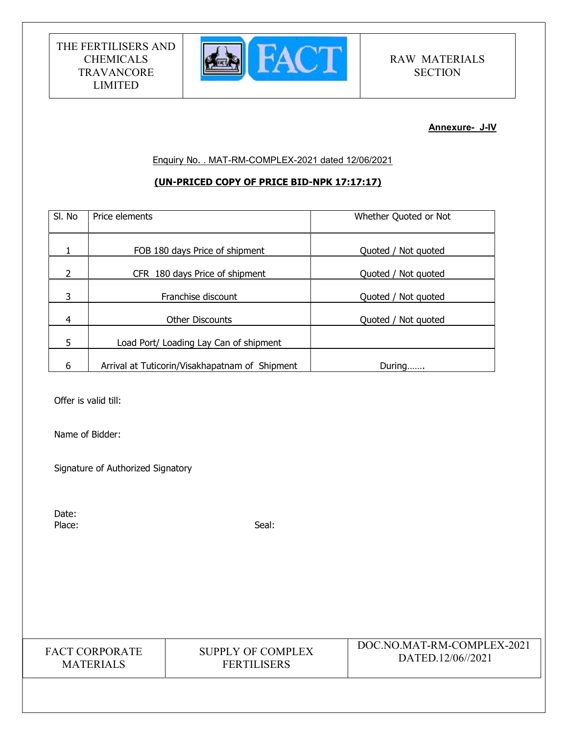**Annexure- J-IV**

Enquiry No. . MAT-RM-COMPLEX-2021 dated 12/06/2021

**(UN-PRICED COPY OF PRICE BID-NPK 17:17:17)**

| Sl. No | Price elements | Whether Quoted or Not |
|---|---|---|
| 1 | FOB 180 days Price of shipment | Quoted / Not quoted |
| 2 | CFR 180 days Price of shipment | Quoted / Not quoted |
| 3 | Franchise discount | Quoted / Not quoted |
| 4 | Other Discounts | Quoted / Not quoted |
| 5 | Load Port/ Loading Lay Can of shipment | |
| 6 | Arrival at Tuticorin/Visakhapatnam of Shipment | During……. |

Offer is valid till:

Name of Bidder:

Signature of Authorized Signatory

Date:

Place: Seal: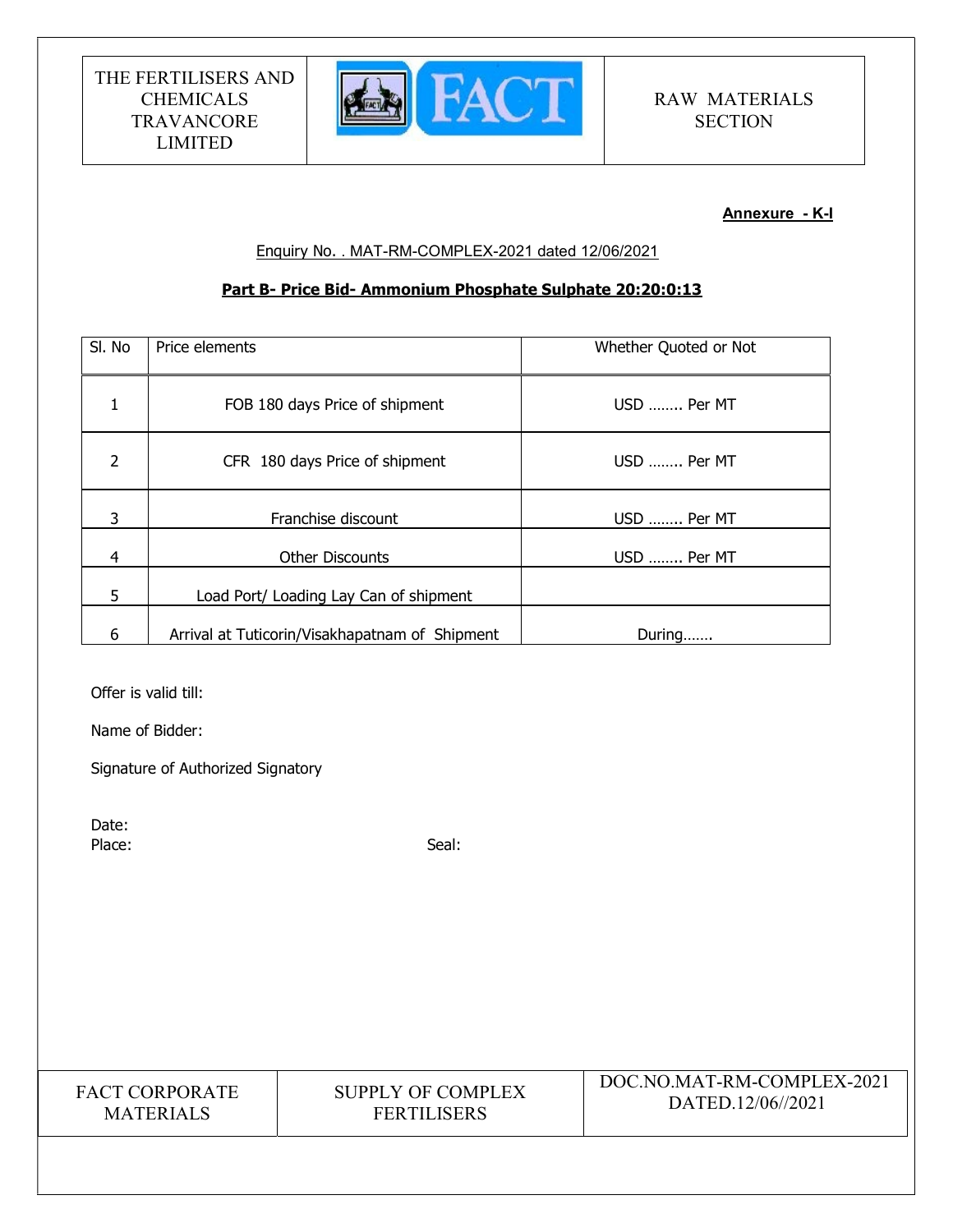**Annexure - K-I**

Enquiry No. . MAT-RM-COMPLEX-2021 dated 12/06/2021

**Part B- Price Bid- Ammonium Phosphate Sulphate 20:20:0:13**

| Sl. No | Price elements | Whether Quoted or Not |
|---|---|---|
| 1 | FOB 180 days Price of shipment | USD …….. Per MT |
| 2 | CFR 180 days Price of shipment | USD …….. Per MT |
| 3 | Franchise discount | USD …….. Per MT |
| 4 | Other Discounts | USD …….. Per MT |
| 5 | Load Port/ Loading Lay Can of shipment | |
| 6 | Arrival at Tuticorin/Visakhapatnam of Shipment | During……. |

Offer is valid till:

Name of Bidder:

Signature of Authorized Signatory

Date:

Place: Seal: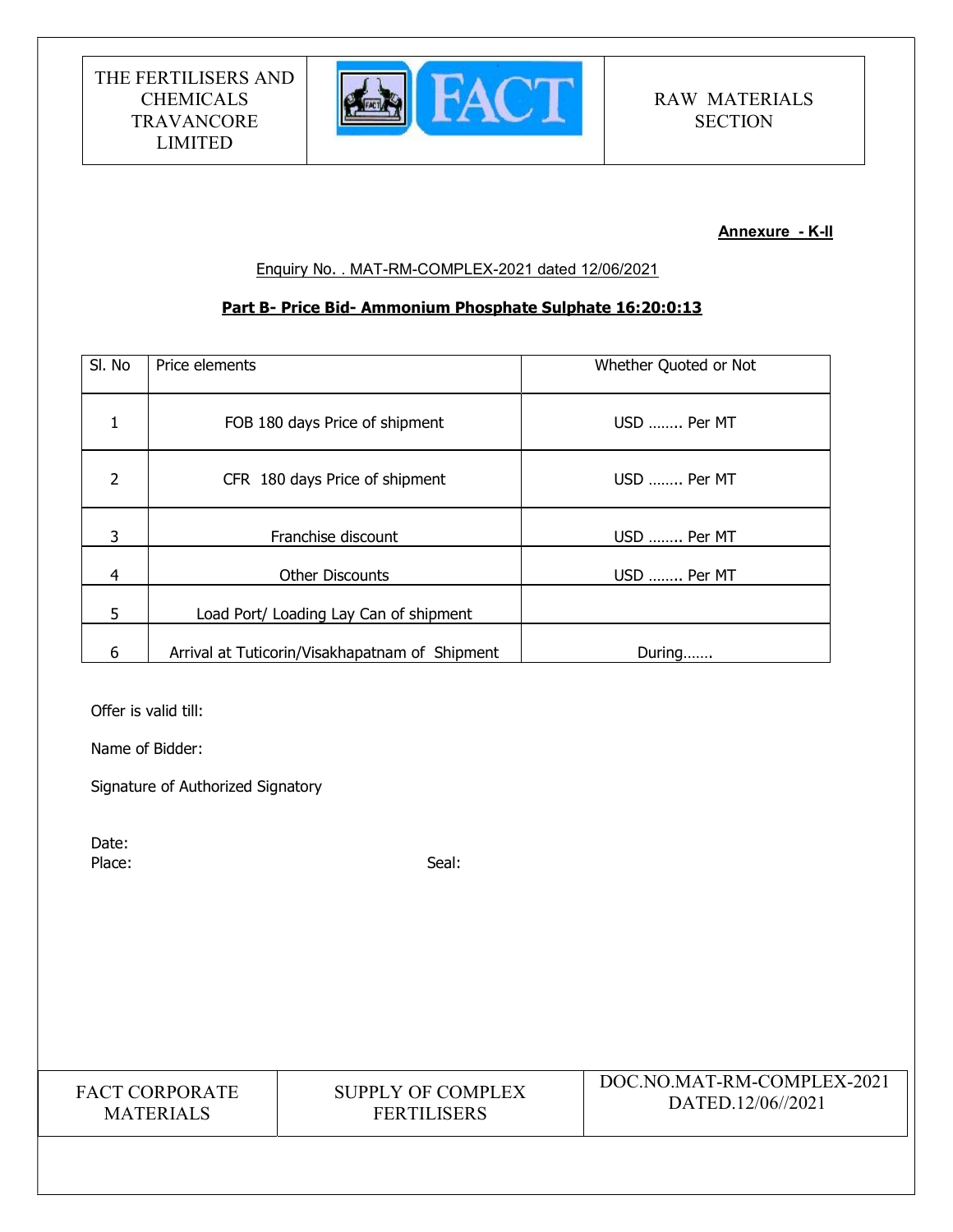**Annexure - K-II**

Enquiry No. . MAT-RM-COMPLEX-2021 dated 12/06/2021

**Part B- Price Bid- Ammonium Phosphate Sulphate 16:20:0:13**

| Sl. No | Price elements | Whether Quoted or Not |
|---|---|---|
| 1 | FOB 180 days Price of shipment | USD …….. Per MT |
| 2 | CFR 180 days Price of shipment | USD …….. Per MT |
| 3 | Franchise discount | USD …….. Per MT |
| 4 | Other Discounts | USD …….. Per MT |
| 5 | Load Port/ Loading Lay Can of shipment | |
| 6 | Arrival at Tuticorin/Visakhapatnam of Shipment | During……. |

Offer is valid till:

Name of Bidder:

Signature of Authorized Signatory

Date:

Place: Seal: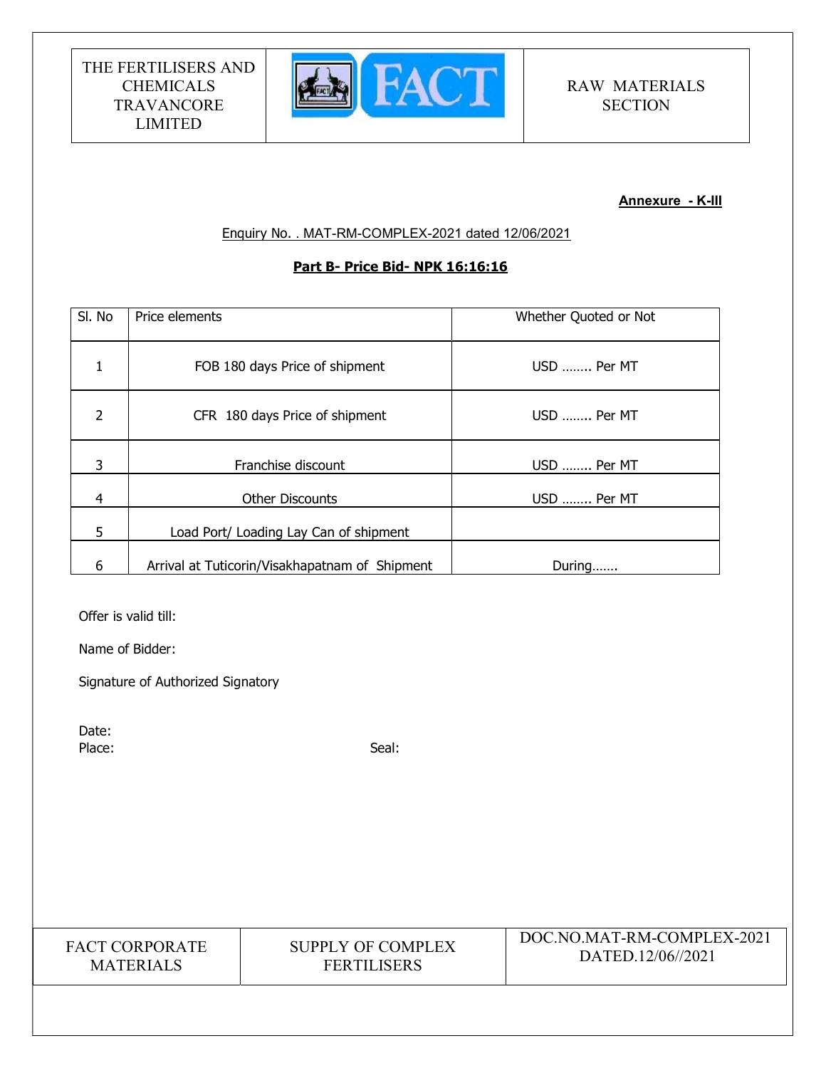**Annexure - K-III**

Enquiry No. . MAT-RM-COMPLEX-2021 dated 12/06/2021

**Part B- Price Bid- NPK 16:16:16**

| Sl. No | Price elements | Whether Quoted or Not |
|---|---|---|
| 1 | FOB 180 days Price of shipment | USD …….. Per MT |
| 2 | CFR 180 days Price of shipment | USD …….. Per MT |
| 3 | Franchise discount | USD …….. Per MT |
| 4 | Other Discounts | USD …….. Per MT |
| 5 | Load Port/ Loading Lay Can of shipment | |
| 6 | Arrival at Tuticorin/Visakhapatnam of Shipment | During……. |

Offer is valid till:

Name of Bidder:

Signature of Authorized Signatory

Date:

Place: Seal: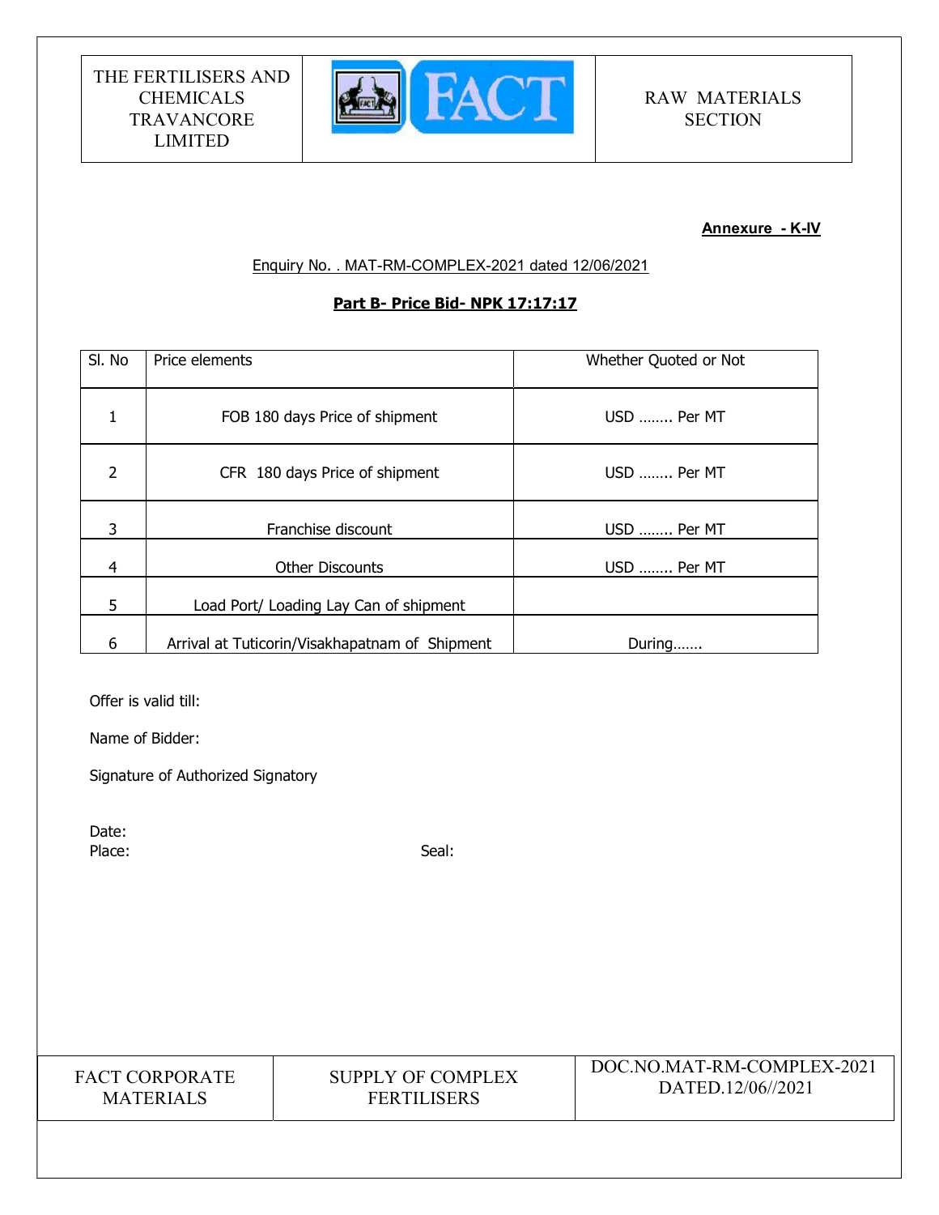**Annexure - K-IV**

Enquiry No. . MAT-RM-COMPLEX-2021 dated 12/06/2021

**Part B- Price Bid- NPK 17:17:17**

| Sl. No | Price elements | Whether Quoted or Not |
|---|---|---|
| 1 | FOB 180 days Price of shipment | USD …….. Per MT |
| 2 | CFR 180 days Price of shipment | USD …….. Per MT |
| 3 | Franchise discount | USD …….. Per MT |
| 4 | Other Discounts | USD …….. Per MT |
| 5 | Load Port/ Loading Lay Can of shipment | |
| 6 | Arrival at Tuticorin/Visakhapatnam of Shipment | During……. |

Offer is valid till:

Name of Bidder:

Signature of Authorized Signatory

Date:

Place: Seal: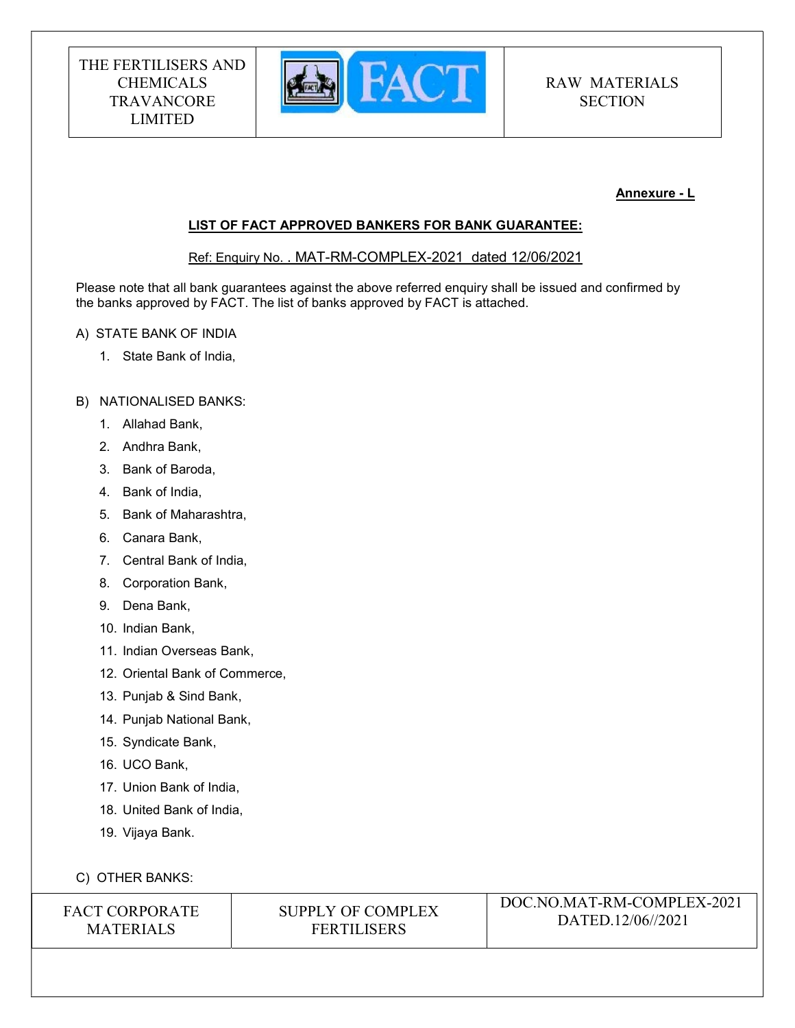**Annexure - L**

**LIST OF FACT APPROVED BANKERS FOR BANK GUARANTEE:**

Ref: Enquiry No. . MAT-RM-COMPLEX-2021 dated 12/06/2021

Please note that all bank guarantees against the above referred enquiry shall be issued and confirmed by the banks approved by FACT. The list of banks approved by FACT is attached.

A) STATE BANK OF INDIA

1. State Bank of India,

B) NATIONALISED BANKS:

1. Allahad Bank,
2. Andhra Bank,
3. Bank of Baroda,
4. Bank of India,
5. Bank of Maharashtra,
6. Canara Bank,
7. Central Bank of India,
8. Corporation Bank,
9. Dena Bank,
10. Indian Bank,
11. Indian Overseas Bank,
12. Oriental Bank of Commerce,
13. Punjab & Sind Bank,
14. Punjab National Bank,
15. Syndicate Bank,
16. UCO Bank,
17. Union Bank of India,
18. United Bank of India,
19. Vijaya Bank.

C) OTHER BANKS: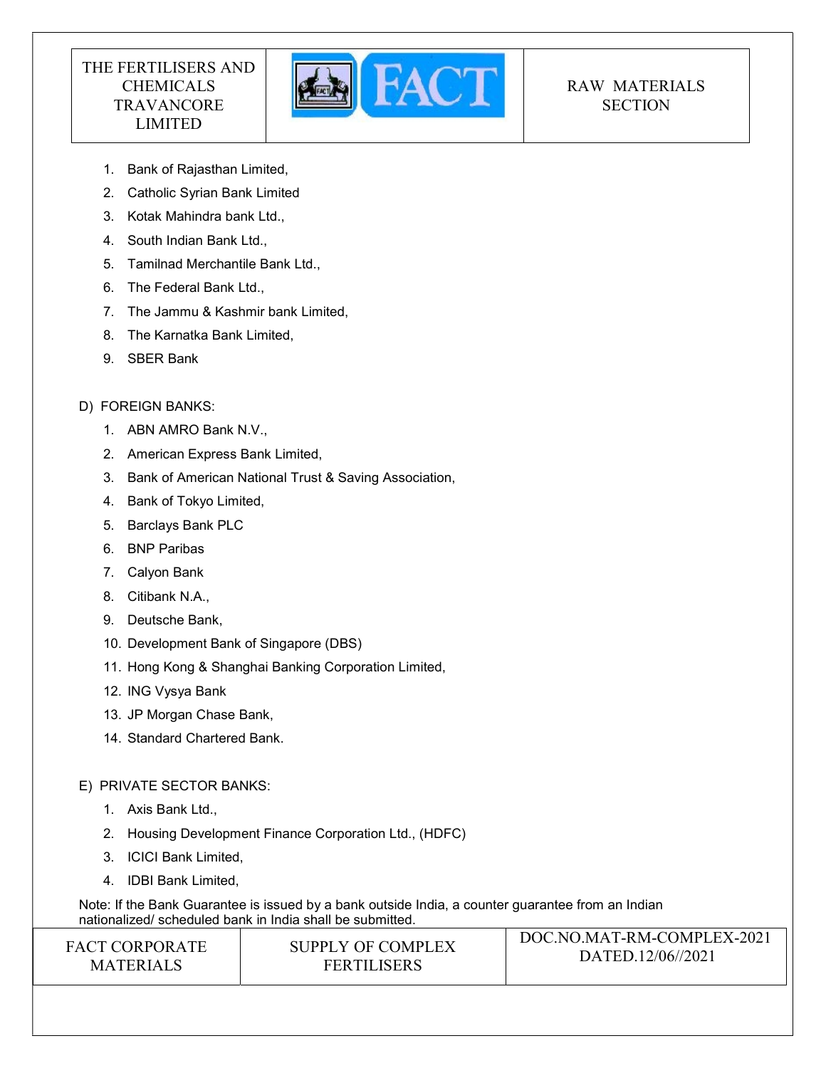1. Bank of Rajasthan Limited,
2. Catholic Syrian Bank Limited
3. Kotak Mahindra bank Ltd.,
4. South Indian Bank Ltd.,
5. Tamilnad Merchantile Bank Ltd.,
6. The Federal Bank Ltd.,
7. The Jammu & Kashmir bank Limited,
8. The Karnatka Bank Limited,
9. SBER Bank

D) FOREIGN BANKS:

1. ABN AMRO Bank N.V.,
2. American Express Bank Limited,
3. Bank of American National Trust & Saving Association,
4. Bank of Tokyo Limited,
5. Barclays Bank PLC
6. BNP Paribas
7. Calyon Bank
8. Citibank N.A.,
9. Deutsche Bank,
10. Development Bank of Singapore (DBS)
11. Hong Kong & Shanghai Banking Corporation Limited,
12. ING Vysya Bank
13. JP Morgan Chase Bank,
14. Standard Chartered Bank.

E) PRIVATE SECTOR BANKS:

1. Axis Bank Ltd.,
2. Housing Development Finance Corporation Ltd., (HDFC)
3. ICICI Bank Limited,
4. IDBI Bank Limited,

Note: If the Bank Guarantee is issued by a bank outside India, a counter guarantee from an Indian nationalized/ scheduled bank in India shall be submitted.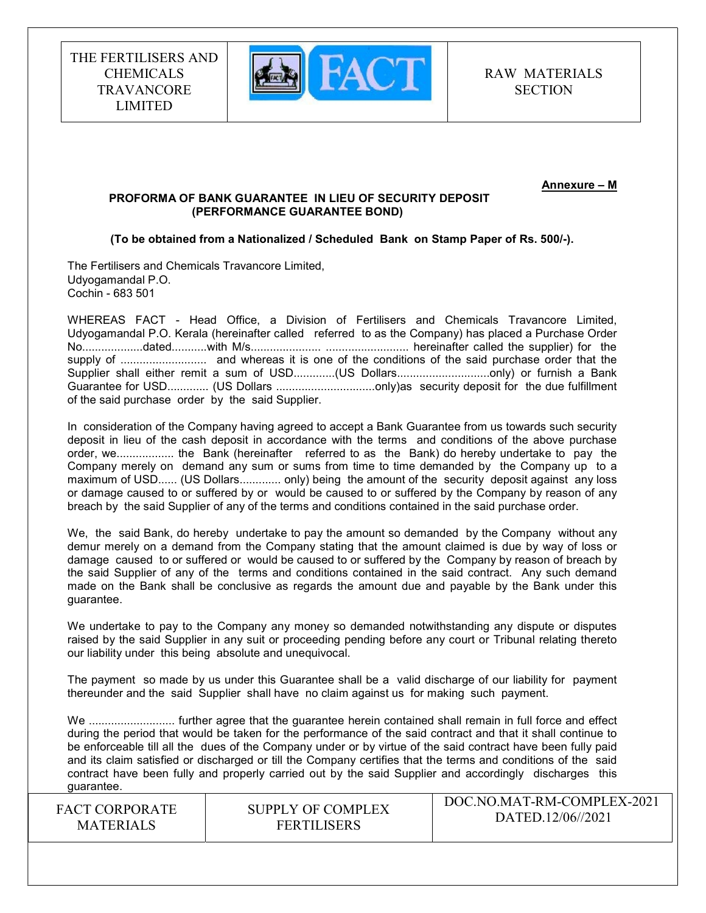**Annexure – M**

**PROFORMA OF BANK GUARANTEE IN LIEU OF SECURITY DEPOSIT (PERFORMANCE GUARANTEE BOND)**

**(To be obtained from a Nationalized / Scheduled Bank on Stamp Paper of Rs. 500/-).**

The Fertilisers and Chemicals Travancore Limited,
Udyogamandal P.O.
Cochin - 683 501

WHEREAS FACT - Head Office, a Division of Fertilisers and Chemicals Travancore Limited, Udyogamandal P.O. Kerala (hereinafter called referred to as the Company) has placed a Purchase Order No...................dated...........with M/s..................... .......................... hereinafter called the supplier) for the supply of ........................... and whereas it is one of the conditions of the said purchase order that the Supplier shall either remit a sum of USD.............(US Dollars............................only) or furnish a Bank Guarantee for USD............. (US Dollars ...............................only)as security deposit for the due fulfillment of the said purchase order by the said Supplier.

In consideration of the Company having agreed to accept a Bank Guarantee from us towards such security deposit in lieu of the cash deposit in accordance with the terms and conditions of the above purchase order, we.................. the Bank (hereinafter referred to as the Bank) do hereby undertake to pay the Company merely on demand any sum or sums from time to time demanded by the Company up to a maximum of USD...... (US Dollars............. only) being the amount of the security deposit against any loss or damage caused to or suffered by or would be caused to or suffered by the Company by reason of any breach by the said Supplier of any of the terms and conditions contained in the said purchase order.

We, the said Bank, do hereby undertake to pay the amount so demanded by the Company without any demur merely on a demand from the Company stating that the amount claimed is due by way of loss or damage caused to or suffered or would be caused to or suffered by the Company by reason of breach by the said Supplier of any of the terms and conditions contained in the said contract. Any such demand made on the Bank shall be conclusive as regards the amount due and payable by the Bank under this guarantee.

We undertake to pay to the Company any money so demanded notwithstanding any dispute or disputes raised by the said Supplier in any suit or proceeding pending before any court or Tribunal relating thereto our liability under this being absolute and unequivocal.

The payment so made by us under this Guarantee shall be a valid discharge of our liability for payment thereunder and the said Supplier shall have no claim against us for making such payment.

We ........................... further agree that the guarantee herein contained shall remain in full force and effect during the period that would be taken for the performance of the said contract and that it shall continue to be enforceable till all the dues of the Company under or by virtue of the said contract have been fully paid and its claim satisfied or discharged or till the Company certifies that the terms and conditions of the said contract have been fully and properly carried out by the said Supplier and accordingly discharges this guarantee.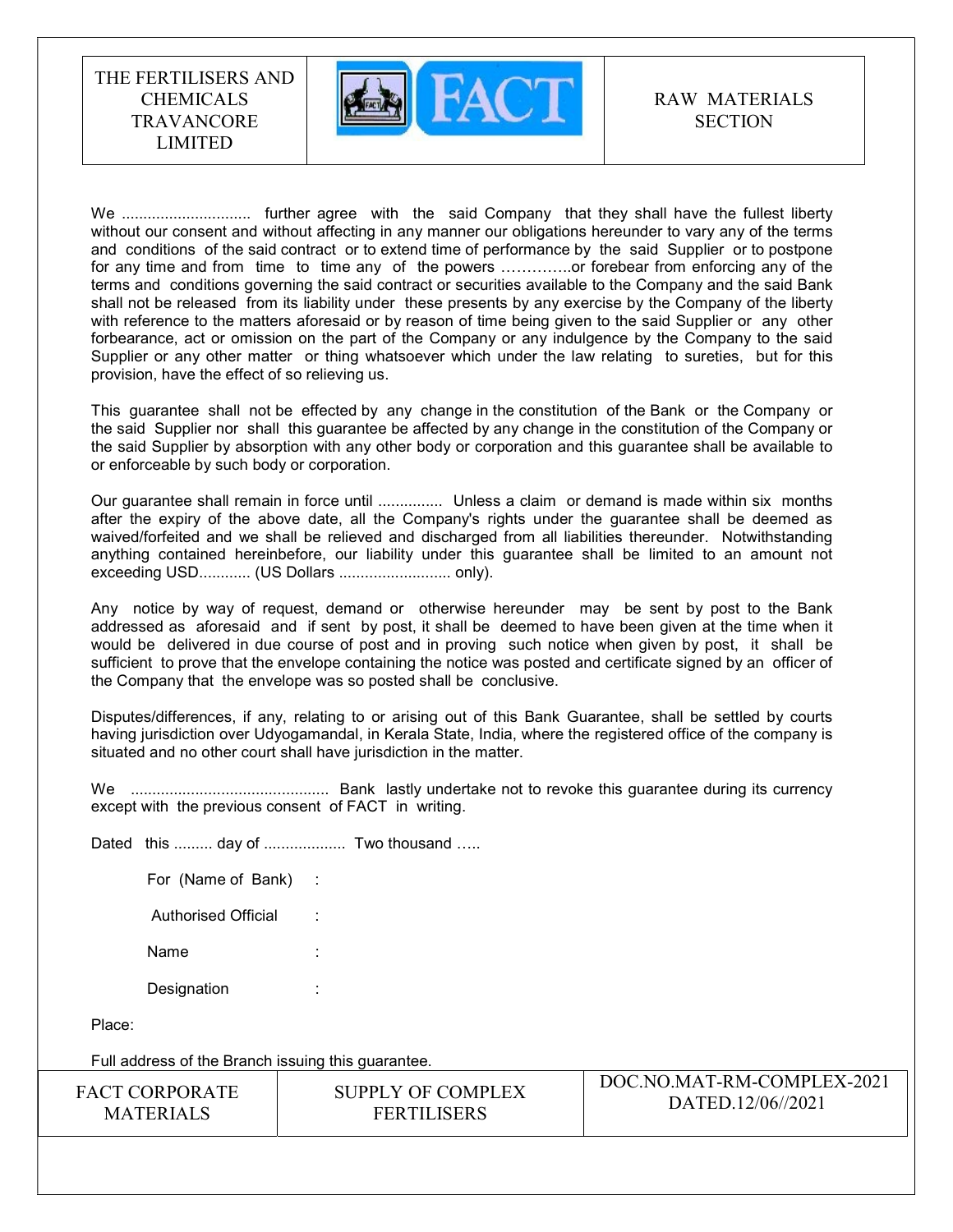We .............................. further agree with the said Company that they shall have the fullest liberty without our consent and without affecting in any manner our obligations hereunder to vary any of the terms and conditions of the said contract or to extend time of performance by the said Supplier or to postpone for any time and from time to time any of the powers …………..or forebear from enforcing any of the terms and conditions governing the said contract or securities available to the Company and the said Bank shall not be released from its liability under these presents by any exercise by the Company of the liberty with reference to the matters aforesaid or by reason of time being given to the said Supplier or any other forbearance, act or omission on the part of the Company or any indulgence by the Company to the said Supplier or any other matter or thing whatsoever which under the law relating to sureties, but for this provision, have the effect of so relieving us.

This guarantee shall not be effected by any change in the constitution of the Bank or the Company or the said Supplier nor shall this guarantee be affected by any change in the constitution of the Company or the said Supplier by absorption with any other body or corporation and this guarantee shall be available to or enforceable by such body or corporation.

Our guarantee shall remain in force until ............... Unless a claim or demand is made within six months after the expiry of the above date, all the Company's rights under the guarantee shall be deemed as waived/forfeited and we shall be relieved and discharged from all liabilities thereunder. Notwithstanding anything contained hereinbefore, our liability under this guarantee shall be limited to an amount not exceeding USD............ (US Dollars .......................... only).

Any notice by way of request, demand or otherwise hereunder may be sent by post to the Bank addressed as aforesaid and if sent by post, it shall be deemed to have been given at the time when it would be delivered in due course of post and in proving such notice when given by post, it shall be sufficient to prove that the envelope containing the notice was posted and certificate signed by an officer of the Company that the envelope was so posted shall be conclusive.

Disputes/differences, if any, relating to or arising out of this Bank Guarantee, shall be settled by courts having jurisdiction over Udyogamandal, in Kerala State, India, where the registered office of the company is situated and no other court shall have jurisdiction in the matter.

We .............................................. Bank lastly undertake not to revoke this guarantee during its currency except with the previous consent of FACT in writing.

Dated this ......... day of ................... Two thousand …..

For (Name of Bank) :

Authorised Official :

Name :

Designation :

Place:

Full address of the Branch issuing this guarantee.